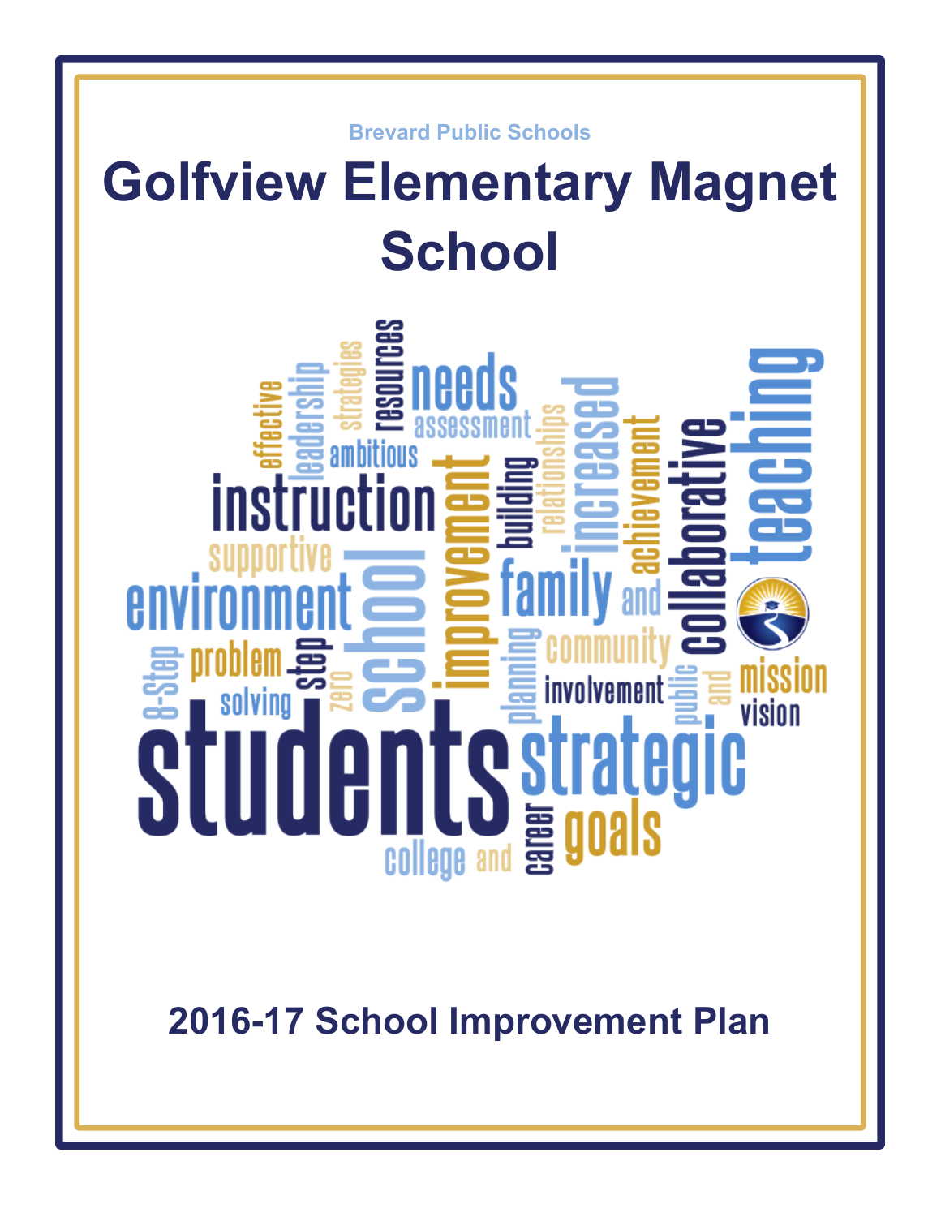Brevard Public Schools

# Golfview Elementary Magnet School

## 2016-17 School Improvement Plan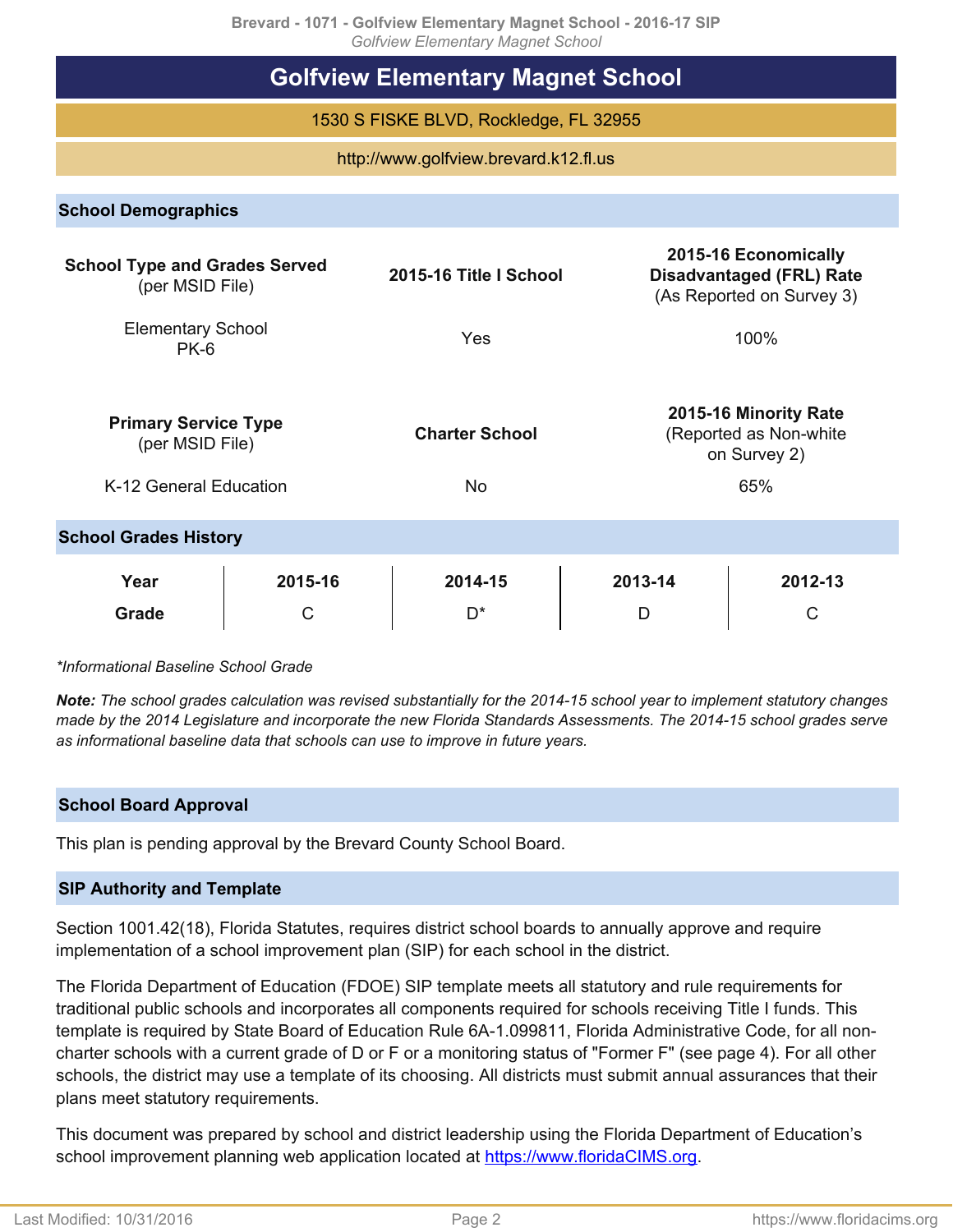# Golfview Elementary Magnet School

1530 S FISKE BLVD, Rockledge, FL 32955

http://www.golfview.brevard.k12.fl.us

## School Demographics

| **School Type and Grades Served** (per MSID File) | **2015-16 Title I School** | **2015-16 Economically Disadvantaged (FRL) Rate** (As Reported on Survey 3) |
|---|---|---|
| Elementary School PK-6 | Yes | 100% |

| **Primary Service Type** (per MSID File) | **Charter School** | **2015-16 Minority Rate** (Reported as Non-white on Survey 2) |
|---|---|---|
| K-12 General Education | No | 65% |

## School Grades History

| **Year** | **2015-16** | **2014-15** | **2013-14** | **2012-13** |
|---|---|---|---|---|
| **Grade** | C | D* | D | C |

*\*Informational Baseline School Grade*

***Note:*** *The school grades calculation was revised substantially for the 2014-15 school year to implement statutory changes made by the 2014 Legislature and incorporate the new Florida Standards Assessments. The 2014-15 school grades serve as informational baseline data that schools can use to improve in future years.*

## School Board Approval

This plan is pending approval by the Brevard County School Board.

## SIP Authority and Template

Section 1001.42(18), Florida Statutes, requires district school boards to annually approve and require implementation of a school improvement plan (SIP) for each school in the district.

The Florida Department of Education (FDOE) SIP template meets all statutory and rule requirements for traditional public schools and incorporates all components required for schools receiving Title I funds. This template is required by State Board of Education Rule 6A-1.099811, Florida Administrative Code, for all non-charter schools with a current grade of D or F or a monitoring status of "Former F" (see page 4). For all other schools, the district may use a template of its choosing. All districts must submit annual assurances that their plans meet statutory requirements.

This document was prepared by school and district leadership using the Florida Department of Education's school improvement planning web application located at https://www.floridaCIMS.org.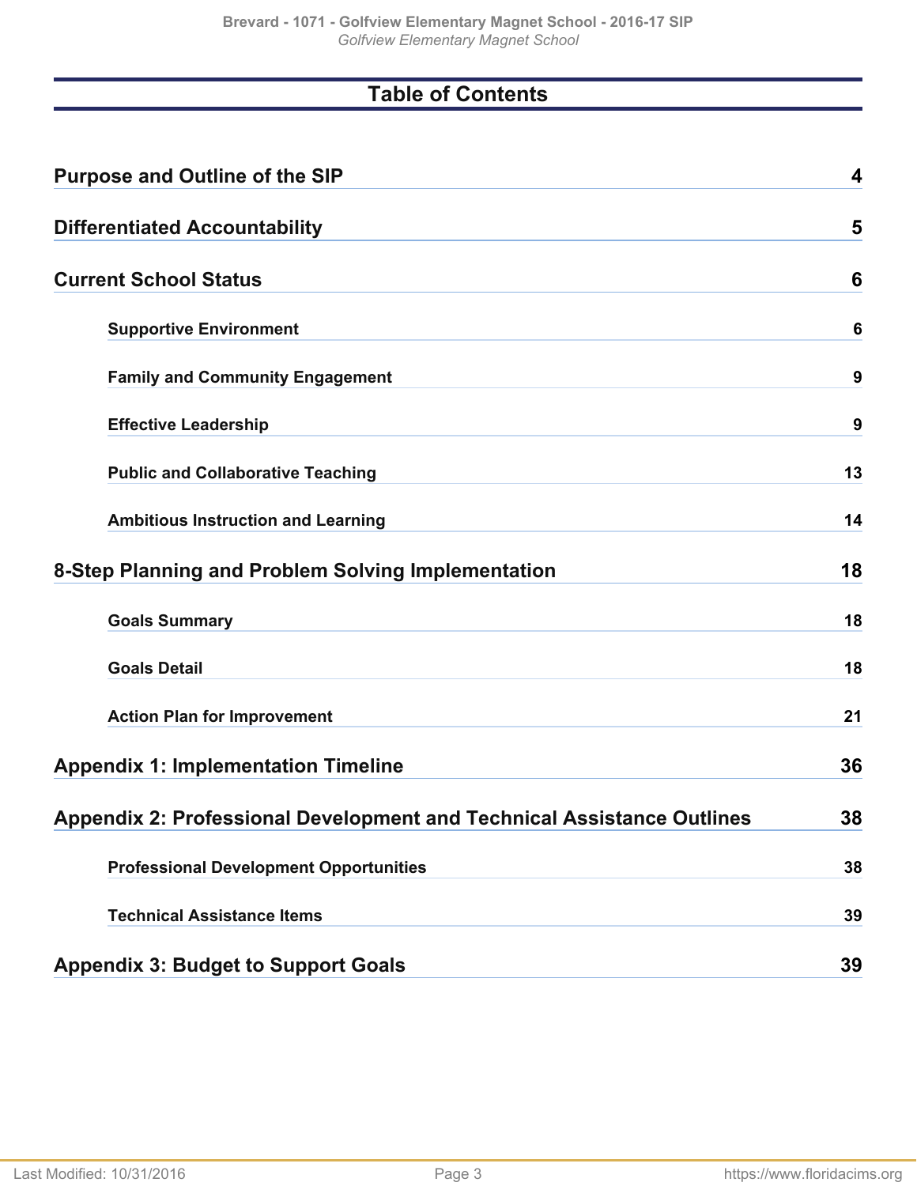# Table of Contents

| | |
|---|---|
| **Purpose and Outline of the SIP** | **4** |
| **Differentiated Accountability** | **5** |
| **Current School Status** | **6** |
| Supportive Environment | 6 |
| Family and Community Engagement | 9 |
| Effective Leadership | 9 |
| Public and Collaborative Teaching | 13 |
| Ambitious Instruction and Learning | 14 |
| **8-Step Planning and Problem Solving Implementation** | **18** |
| Goals Summary | 18 |
| Goals Detail | 18 |
| Action Plan for Improvement | 21 |
| **Appendix 1: Implementation Timeline** | **36** |
| **Appendix 2: Professional Development and Technical Assistance Outlines** | **38** |
| Professional Development Opportunities | 38 |
| Technical Assistance Items | 39 |
| **Appendix 3: Budget to Support Goals** | **39** |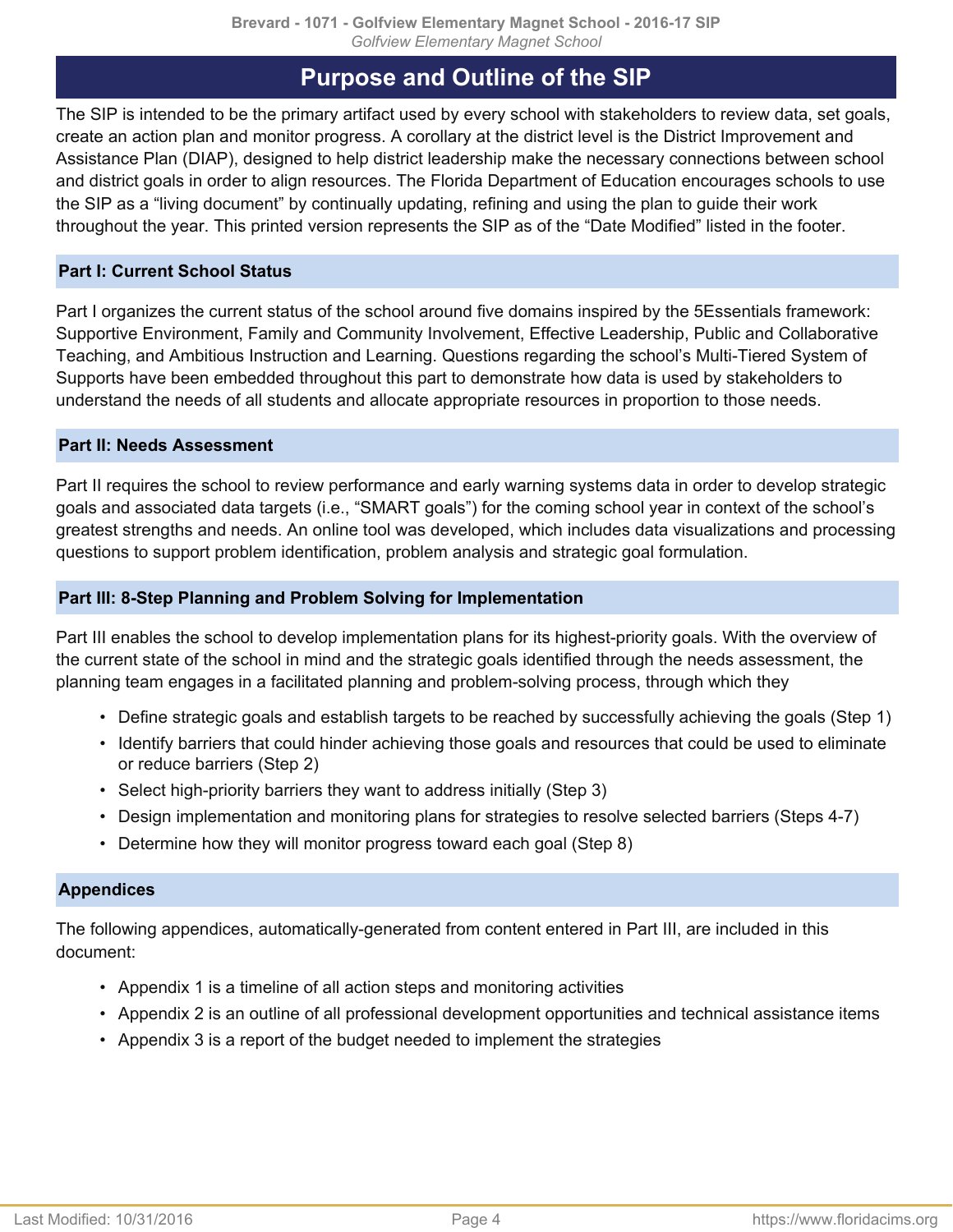# Purpose and Outline of the SIP

The SIP is intended to be the primary artifact used by every school with stakeholders to review data, set goals, create an action plan and monitor progress. A corollary at the district level is the District Improvement and Assistance Plan (DIAP), designed to help district leadership make the necessary connections between school and district goals in order to align resources. The Florida Department of Education encourages schools to use the SIP as a “living document” by continually updating, refining and using the plan to guide their work throughout the year. This printed version represents the SIP as of the “Date Modified” listed in the footer.

## Part I: Current School Status

Part I organizes the current status of the school around five domains inspired by the 5Essentials framework: Supportive Environment, Family and Community Involvement, Effective Leadership, Public and Collaborative Teaching, and Ambitious Instruction and Learning. Questions regarding the school’s Multi-Tiered System of Supports have been embedded throughout this part to demonstrate how data is used by stakeholders to understand the needs of all students and allocate appropriate resources in proportion to those needs.

## Part II: Needs Assessment

Part II requires the school to review performance and early warning systems data in order to develop strategic goals and associated data targets (i.e., “SMART goals”) for the coming school year in context of the school’s greatest strengths and needs. An online tool was developed, which includes data visualizations and processing questions to support problem identification, problem analysis and strategic goal formulation.

## Part III: 8-Step Planning and Problem Solving for Implementation

Part III enables the school to develop implementation plans for its highest-priority goals. With the overview of the current state of the school in mind and the strategic goals identified through the needs assessment, the planning team engages in a facilitated planning and problem-solving process, through which they

- Define strategic goals and establish targets to be reached by successfully achieving the goals (Step 1)
- Identify barriers that could hinder achieving those goals and resources that could be used to eliminate or reduce barriers (Step 2)
- Select high-priority barriers they want to address initially (Step 3)
- Design implementation and monitoring plans for strategies to resolve selected barriers (Steps 4-7)
- Determine how they will monitor progress toward each goal (Step 8)

## Appendices

The following appendices, automatically-generated from content entered in Part III, are included in this document:

- Appendix 1 is a timeline of all action steps and monitoring activities
- Appendix 2 is an outline of all professional development opportunities and technical assistance items
- Appendix 3 is a report of the budget needed to implement the strategies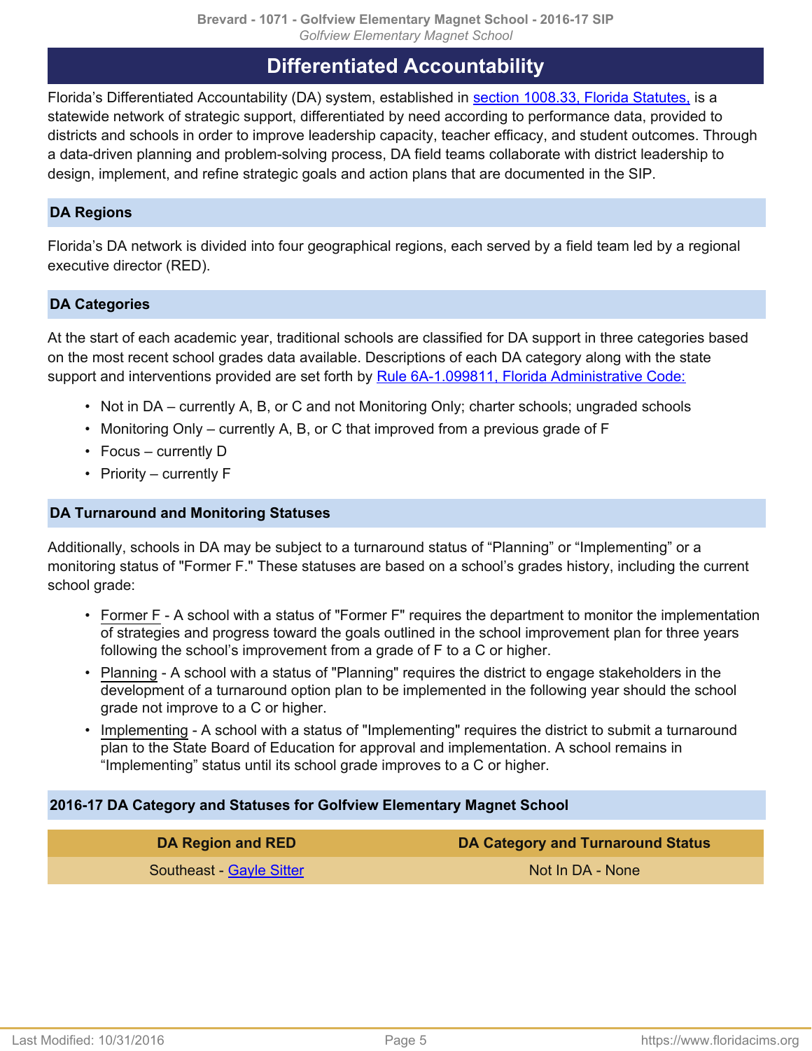## Differentiated Accountability

Florida's Differentiated Accountability (DA) system, established in section 1008.33, Florida Statutes, is a statewide network of strategic support, differentiated by need according to performance data, provided to districts and schools in order to improve leadership capacity, teacher efficacy, and student outcomes. Through a data-driven planning and problem-solving process, DA field teams collaborate with district leadership to design, implement, and refine strategic goals and action plans that are documented in the SIP.

### DA Regions

Florida's DA network is divided into four geographical regions, each served by a field team led by a regional executive director (RED).

### DA Categories

At the start of each academic year, traditional schools are classified for DA support in three categories based on the most recent school grades data available. Descriptions of each DA category along with the state support and interventions provided are set forth by Rule 6A-1.099811, Florida Administrative Code:

- Not in DA – currently A, B, or C and not Monitoring Only; charter schools; ungraded schools
- Monitoring Only – currently A, B, or C that improved from a previous grade of F
- Focus – currently D
- Priority – currently F

### DA Turnaround and Monitoring Statuses

Additionally, schools in DA may be subject to a turnaround status of "Planning" or "Implementing" or a monitoring status of "Former F." These statuses are based on a school's grades history, including the current school grade:

- Former F - A school with a status of "Former F" requires the department to monitor the implementation of strategies and progress toward the goals outlined in the school improvement plan for three years following the school's improvement from a grade of F to a C or higher.
- Planning - A school with a status of "Planning" requires the district to engage stakeholders in the development of a turnaround option plan to be implemented in the following year should the school grade not improve to a C or higher.
- Implementing - A school with a status of "Implementing" requires the district to submit a turnaround plan to the State Board of Education for approval and implementation. A school remains in "Implementing" status until its school grade improves to a C or higher.

### 2016-17 DA Category and Statuses for Golfview Elementary Magnet School

| DA Region and RED | DA Category and Turnaround Status |
|---|---|
| Southeast - Gayle Sitter | Not In DA - None |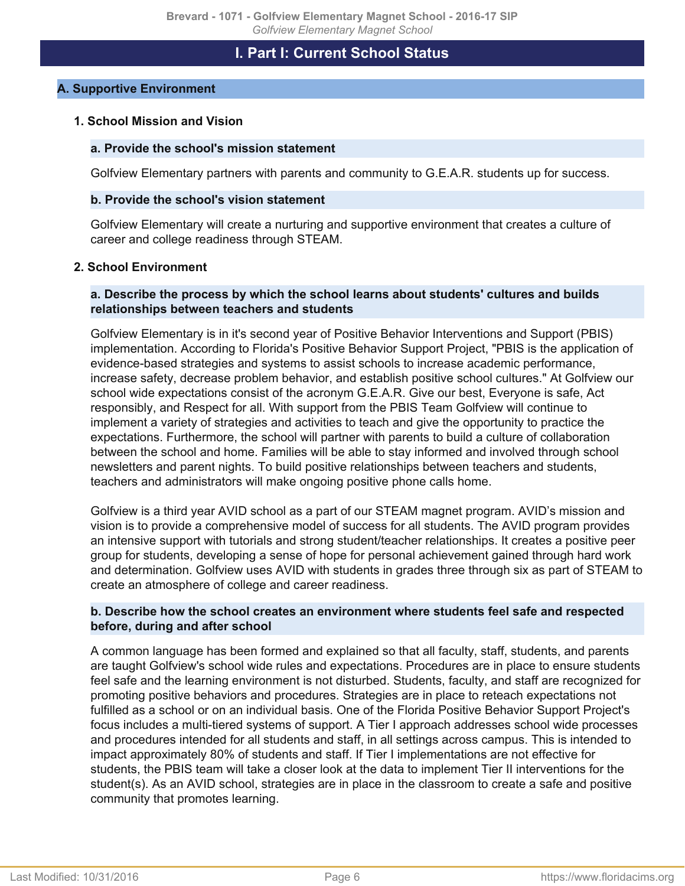# I. Part I: Current School Status

## A. Supportive Environment

### 1. School Mission and Vision

#### a. Provide the school's mission statement

Golfview Elementary partners with parents and community to G.E.A.R. students up for success.

#### b. Provide the school's vision statement

Golfview Elementary will create a nurturing and supportive environment that creates a culture of career and college readiness through STEAM.

### 2. School Environment

#### a. Describe the process by which the school learns about students' cultures and builds relationships between teachers and students

Golfview Elementary is in it's second year of Positive Behavior Interventions and Support (PBIS) implementation. According to Florida's Positive Behavior Support Project, "PBIS is the application of evidence-based strategies and systems to assist schools to increase academic performance, increase safety, decrease problem behavior, and establish positive school cultures." At Golfview our school wide expectations consist of the acronym G.E.A.R. Give our best, Everyone is safe, Act responsibly, and Respect for all. With support from the PBIS Team Golfview will continue to implement a variety of strategies and activities to teach and give the opportunity to practice the expectations. Furthermore, the school will partner with parents to build a culture of collaboration between the school and home. Families will be able to stay informed and involved through school newsletters and parent nights. To build positive relationships between teachers and students, teachers and administrators will make ongoing positive phone calls home.

Golfview is a third year AVID school as a part of our STEAM magnet program. AVID's mission and vision is to provide a comprehensive model of success for all students. The AVID program provides an intensive support with tutorials and strong student/teacher relationships. It creates a positive peer group for students, developing a sense of hope for personal achievement gained through hard work and determination. Golfview uses AVID with students in grades three through six as part of STEAM to create an atmosphere of college and career readiness.

#### b. Describe how the school creates an environment where students feel safe and respected before, during and after school

A common language has been formed and explained so that all faculty, staff, students, and parents are taught Golfview's school wide rules and expectations. Procedures are in place to ensure students feel safe and the learning environment is not disturbed. Students, faculty, and staff are recognized for promoting positive behaviors and procedures. Strategies are in place to reteach expectations not fulfilled as a school or on an individual basis. One of the Florida Positive Behavior Support Project's focus includes a multi-tiered systems of support. A Tier I approach addresses school wide processes and procedures intended for all students and staff, in all settings across campus. This is intended to impact approximately 80% of students and staff. If Tier I implementations are not effective for students, the PBIS team will take a closer look at the data to implement Tier II interventions for the student(s). As an AVID school, strategies are in place in the classroom to create a safe and positive community that promotes learning.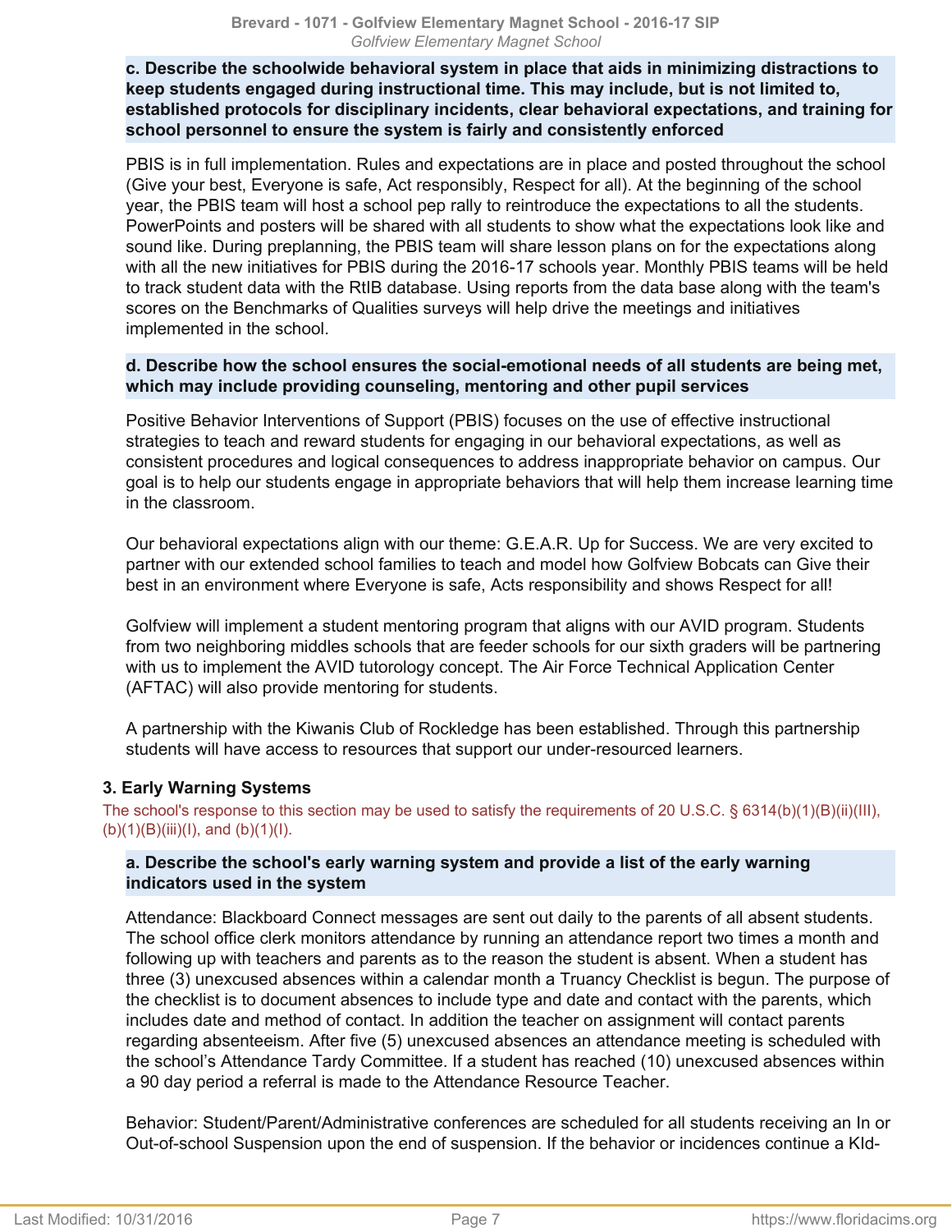**c. Describe the schoolwide behavioral system in place that aids in minimizing distractions to keep students engaged during instructional time. This may include, but is not limited to, established protocols for disciplinary incidents, clear behavioral expectations, and training for school personnel to ensure the system is fairly and consistently enforced**

PBIS is in full implementation. Rules and expectations are in place and posted throughout the school (Give your best, Everyone is safe, Act responsibly, Respect for all). At the beginning of the school year, the PBIS team will host a school pep rally to reintroduce the expectations to all the students. PowerPoints and posters will be shared with all students to show what the expectations look like and sound like. During preplanning, the PBIS team will share lesson plans on for the expectations along with all the new initiatives for PBIS during the 2016-17 schools year. Monthly PBIS teams will be held to track student data with the RtIB database. Using reports from the data base along with the team's scores on the Benchmarks of Qualities surveys will help drive the meetings and initiatives implemented in the school.

**d. Describe how the school ensures the social-emotional needs of all students are being met, which may include providing counseling, mentoring and other pupil services**

Positive Behavior Interventions of Support (PBIS) focuses on the use of effective instructional strategies to teach and reward students for engaging in our behavioral expectations, as well as consistent procedures and logical consequences to address inappropriate behavior on campus. Our goal is to help our students engage in appropriate behaviors that will help them increase learning time in the classroom.

Our behavioral expectations align with our theme: G.E.A.R. Up for Success. We are very excited to partner with our extended school families to teach and model how Golfview Bobcats can Give their best in an environment where Everyone is safe, Acts responsibility and shows Respect for all!

Golfview will implement a student mentoring program that aligns with our AVID program. Students from two neighboring middles schools that are feeder schools for our sixth graders will be partnering with us to implement the AVID tutorology concept. The Air Force Technical Application Center (AFTAC) will also provide mentoring for students.

A partnership with the Kiwanis Club of Rockledge has been established. Through this partnership students will have access to resources that support our under-resourced learners.

### 3. Early Warning Systems

The school's response to this section may be used to satisfy the requirements of 20 U.S.C. § 6314(b)(1)(B)(ii)(III), (b)(1)(B)(iii)(I), and (b)(1)(I).

**a. Describe the school's early warning system and provide a list of the early warning indicators used in the system**

Attendance: Blackboard Connect messages are sent out daily to the parents of all absent students. The school office clerk monitors attendance by running an attendance report two times a month and following up with teachers and parents as to the reason the student is absent. When a student has three (3) unexcused absences within a calendar month a Truancy Checklist is begun. The purpose of the checklist is to document absences to include type and date and contact with the parents, which includes date and method of contact. In addition the teacher on assignment will contact parents regarding absenteeism. After five (5) unexcused absences an attendance meeting is scheduled with the school's Attendance Tardy Committee. If a student has reached (10) unexcused absences within a 90 day period a referral is made to the Attendance Resource Teacher.

Behavior: Student/Parent/Administrative conferences are scheduled for all students receiving an In or Out-of-school Suspension upon the end of suspension. If the behavior or incidences continue a KId-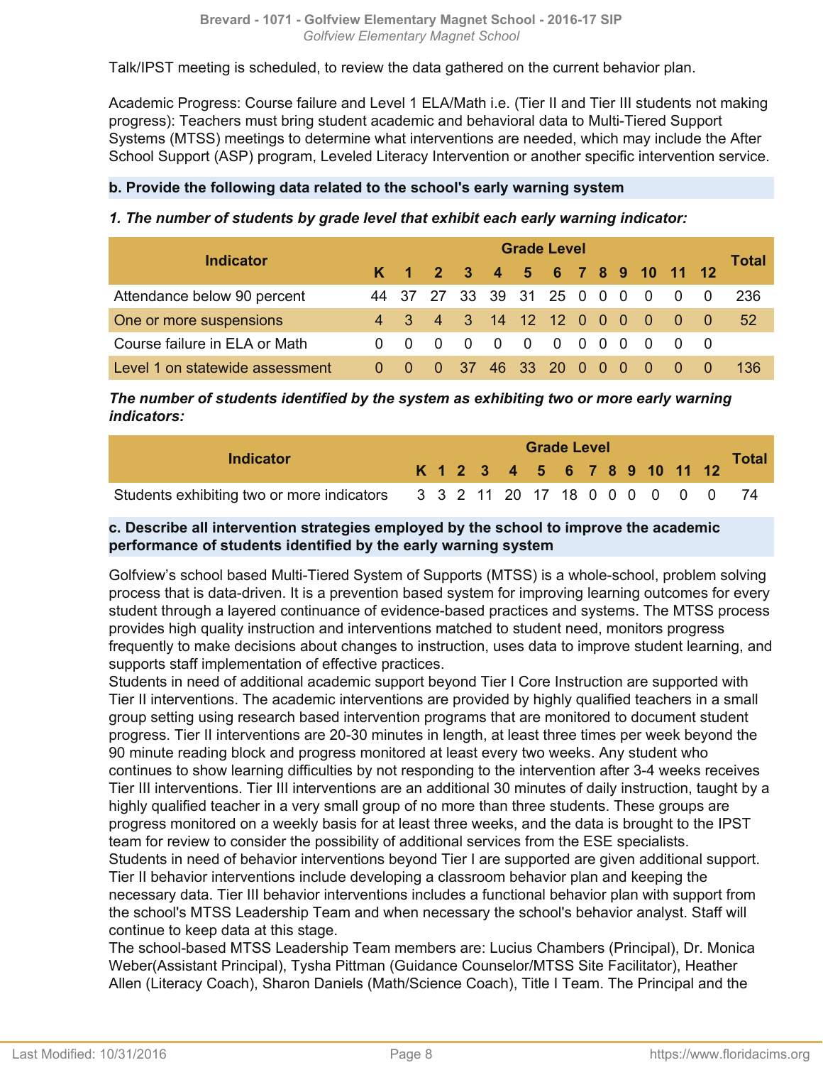Talk/IPST meeting is scheduled, to review the data gathered on the current behavior plan.

Academic Progress: Course failure and Level 1 ELA/Math i.e. (Tier II and Tier III students not making progress): Teachers must bring student academic and behavioral data to Multi-Tiered Support Systems (MTSS) meetings to determine what interventions are needed, which may include the After School Support (ASP) program, Leveled Literacy Intervention or another specific intervention service.

### b. Provide the following data related to the school's early warning system

***1. The number of students by grade level that exhibit each early warning indicator:***

| Indicator | Grade Level | | | | | | | | | | | | | Total |
|---|---|---|---|---|---|---|---|---|---|---|---|---|---|---|
| | K | 1 | 2 | 3 | 4 | 5 | 6 | 7 | 8 | 9 | 10 | 11 | 12 | |
| Attendance below 90 percent | 44 | 37 | 27 | 33 | 39 | 31 | 25 | 0 | 0 | 0 | 0 | 0 | 0 | 236 |
| One or more suspensions | 4 | 3 | 4 | 3 | 14 | 12 | 12 | 0 | 0 | 0 | 0 | 0 | 0 | 52 |
| Course failure in ELA or Math | 0 | 0 | 0 | 0 | 0 | 0 | 0 | 0 | 0 | 0 | 0 | 0 | 0 | |
| Level 1 on statewide assessment | 0 | 0 | 0 | 37 | 46 | 33 | 20 | 0 | 0 | 0 | 0 | 0 | 0 | 136 |

***The number of students identified by the system as exhibiting two or more early warning indicators:***

| Indicator | Grade Level | | | | | | | | | | | | | Total |
|---|---|---|---|---|---|---|---|---|---|---|---|---|---|---|
| | K | 1 | 2 | 3 | 4 | 5 | 6 | 7 | 8 | 9 | 10 | 11 | 12 | |
| Students exhibiting two or more indicators | 3 | 3 | 2 | 11 | 20 | 17 | 18 | 0 | 0 | 0 | 0 | 0 | 0 | 74 |

### c. Describe all intervention strategies employed by the school to improve the academic performance of students identified by the early warning system

Golfview's school based Multi-Tiered System of Supports (MTSS) is a whole-school, problem solving process that is data-driven. It is a prevention based system for improving learning outcomes for every student through a layered continuance of evidence-based practices and systems. The MTSS process provides high quality instruction and interventions matched to student need, monitors progress frequently to make decisions about changes to instruction, uses data to improve student learning, and supports staff implementation of effective practices.
Students in need of additional academic support beyond Tier I Core Instruction are supported with Tier II interventions. The academic interventions are provided by highly qualified teachers in a small group setting using research based intervention programs that are monitored to document student progress. Tier II interventions are 20-30 minutes in length, at least three times per week beyond the 90 minute reading block and progress monitored at least every two weeks. Any student who continues to show learning difficulties by not responding to the intervention after 3-4 weeks receives Tier III interventions. Tier III interventions are an additional 30 minutes of daily instruction, taught by a highly qualified teacher in a very small group of no more than three students. These groups are progress monitored on a weekly basis for at least three weeks, and the data is brought to the IPST team for review to consider the possibility of additional services from the ESE specialists.
Students in need of behavior interventions beyond Tier I are supported are given additional support. Tier II behavior interventions include developing a classroom behavior plan and keeping the necessary data. Tier III behavior interventions includes a functional behavior plan with support from the school's MTSS Leadership Team and when necessary the school's behavior analyst. Staff will continue to keep data at this stage.
The school-based MTSS Leadership Team members are: Lucius Chambers (Principal), Dr. Monica Weber(Assistant Principal), Tysha Pittman (Guidance Counselor/MTSS Site Facilitator), Heather Allen (Literacy Coach), Sharon Daniels (Math/Science Coach), Title I Team. The Principal and the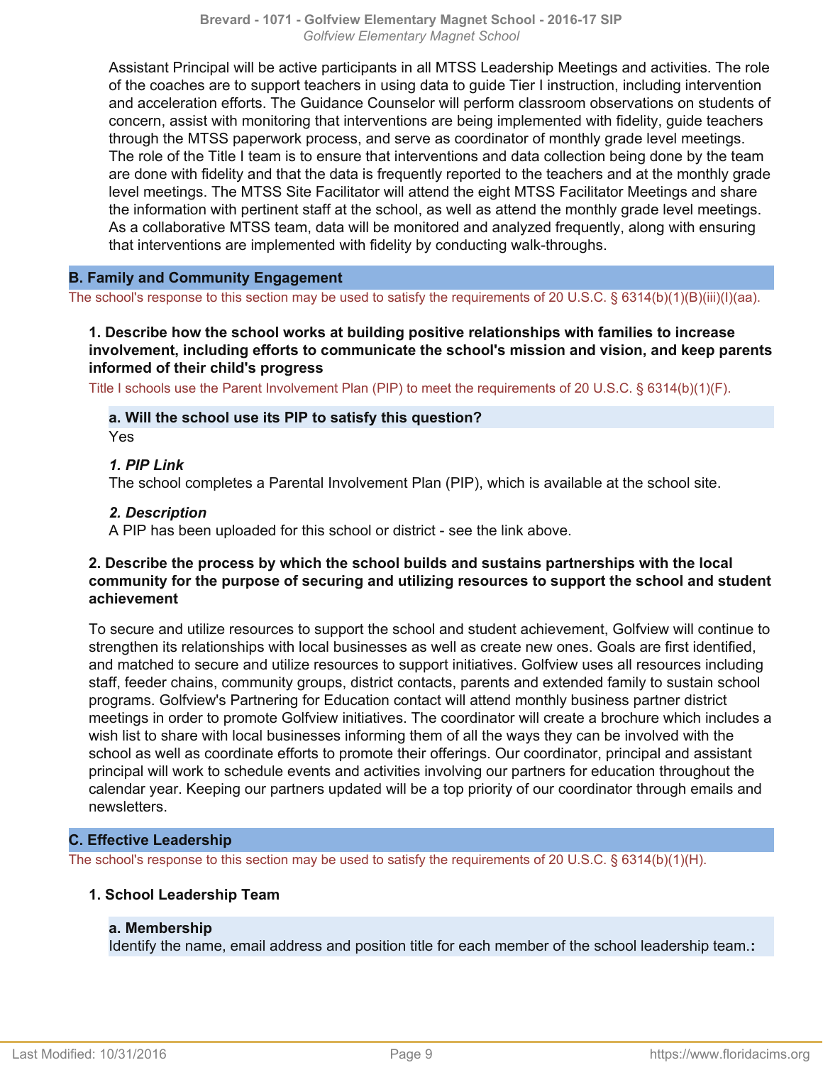Assistant Principal will be active participants in all MTSS Leadership Meetings and activities. The role of the coaches are to support teachers in using data to guide Tier I instruction, including intervention and acceleration efforts. The Guidance Counselor will perform classroom observations on students of concern, assist with monitoring that interventions are being implemented with fidelity, guide teachers through the MTSS paperwork process, and serve as coordinator of monthly grade level meetings. The role of the Title I team is to ensure that interventions and data collection being done by the team are done with fidelity and that the data is frequently reported to the teachers and at the monthly grade level meetings. The MTSS Site Facilitator will attend the eight MTSS Facilitator Meetings and share the information with pertinent staff at the school, as well as attend the monthly grade level meetings. As a collaborative MTSS team, data will be monitored and analyzed frequently, along with ensuring that interventions are implemented with fidelity by conducting walk-throughs.

## B. Family and Community Engagement

The school's response to this section may be used to satisfy the requirements of 20 U.S.C. § 6314(b)(1)(B)(iii)(I)(aa).

### 1. Describe how the school works at building positive relationships with families to increase involvement, including efforts to communicate the school's mission and vision, and keep parents informed of their child's progress

Title I schools use the Parent Involvement Plan (PIP) to meet the requirements of 20 U.S.C. § 6314(b)(1)(F).

**a. Will the school use its PIP to satisfy this question?**

Yes

***1. PIP Link***

The school completes a Parental Involvement Plan (PIP), which is available at the school site.

***2. Description***

A PIP has been uploaded for this school or district - see the link above.

### 2. Describe the process by which the school builds and sustains partnerships with the local community for the purpose of securing and utilizing resources to support the school and student achievement

To secure and utilize resources to support the school and student achievement, Golfview will continue to strengthen its relationships with local businesses as well as create new ones. Goals are first identified, and matched to secure and utilize resources to support initiatives. Golfview uses all resources including staff, feeder chains, community groups, district contacts, parents and extended family to sustain school programs. Golfview's Partnering for Education contact will attend monthly business partner district meetings in order to promote Golfview initiatives. The coordinator will create a brochure which includes a wish list to share with local businesses informing them of all the ways they can be involved with the school as well as coordinate efforts to promote their offerings. Our coordinator, principal and assistant principal will work to schedule events and activities involving our partners for education throughout the calendar year. Keeping our partners updated will be a top priority of our coordinator through emails and newsletters.

## C. Effective Leadership

The school's response to this section may be used to satisfy the requirements of 20 U.S.C. § 6314(b)(1)(H).

### 1. School Leadership Team

**a. Membership**

Identify the name, email address and position title for each member of the school leadership team.**:**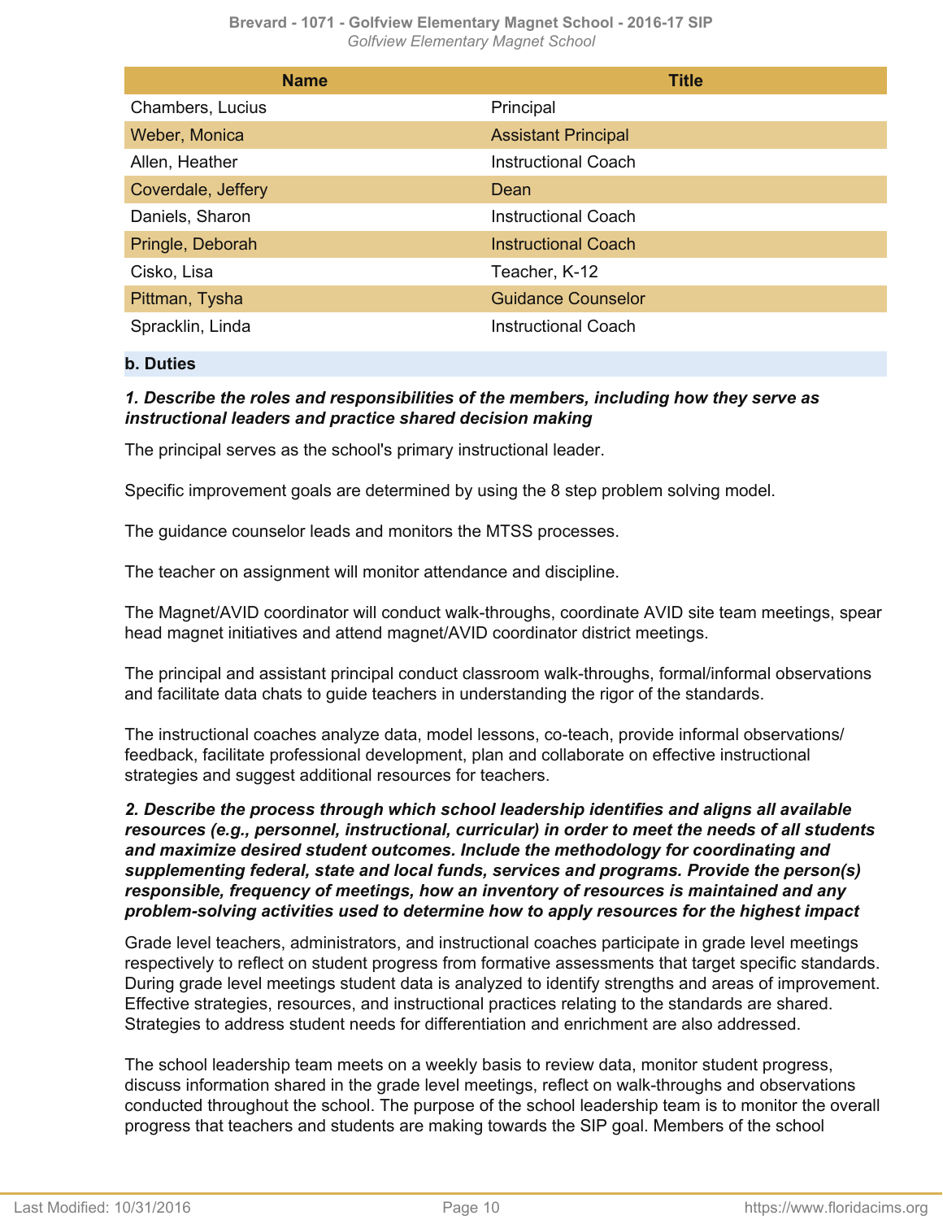| Name | Title |
| --- | --- |
| Chambers, Lucius | Principal |
| Weber, Monica | Assistant Principal |
| Allen, Heather | Instructional Coach |
| Coverdale, Jeffery | Dean |
| Daniels, Sharon | Instructional Coach |
| Pringle, Deborah | Instructional Coach |
| Cisko, Lisa | Teacher, K-12 |
| Pittman, Tysha | Guidance Counselor |
| Spracklin, Linda | Instructional Coach |

**b. Duties**

***1. Describe the roles and responsibilities of the members, including how they serve as instructional leaders and practice shared decision making***

The principal serves as the school's primary instructional leader.

Specific improvement goals are determined by using the 8 step problem solving model.

The guidance counselor leads and monitors the MTSS processes.

The teacher on assignment will monitor attendance and discipline.

The Magnet/AVID coordinator will conduct walk-throughs, coordinate AVID site team meetings, spear head magnet initiatives and attend magnet/AVID coordinator district meetings.

The principal and assistant principal conduct classroom walk-throughs, formal/informal observations and facilitate data chats to guide teachers in understanding the rigor of the standards.

The instructional coaches analyze data, model lessons, co-teach, provide informal observations/ feedback, facilitate professional development, plan and collaborate on effective instructional strategies and suggest additional resources for teachers.

***2. Describe the process through which school leadership identifies and aligns all available resources (e.g., personnel, instructional, curricular) in order to meet the needs of all students and maximize desired student outcomes. Include the methodology for coordinating and supplementing federal, state and local funds, services and programs. Provide the person(s) responsible, frequency of meetings, how an inventory of resources is maintained and any problem-solving activities used to determine how to apply resources for the highest impact***

Grade level teachers, administrators, and instructional coaches participate in grade level meetings respectively to reflect on student progress from formative assessments that target specific standards. During grade level meetings student data is analyzed to identify strengths and areas of improvement. Effective strategies, resources, and instructional practices relating to the standards are shared. Strategies to address student needs for differentiation and enrichment are also addressed.

The school leadership team meets on a weekly basis to review data, monitor student progress, discuss information shared in the grade level meetings, reflect on walk-throughs and observations conducted throughout the school. The purpose of the school leadership team is to monitor the overall progress that teachers and students are making towards the SIP goal. Members of the school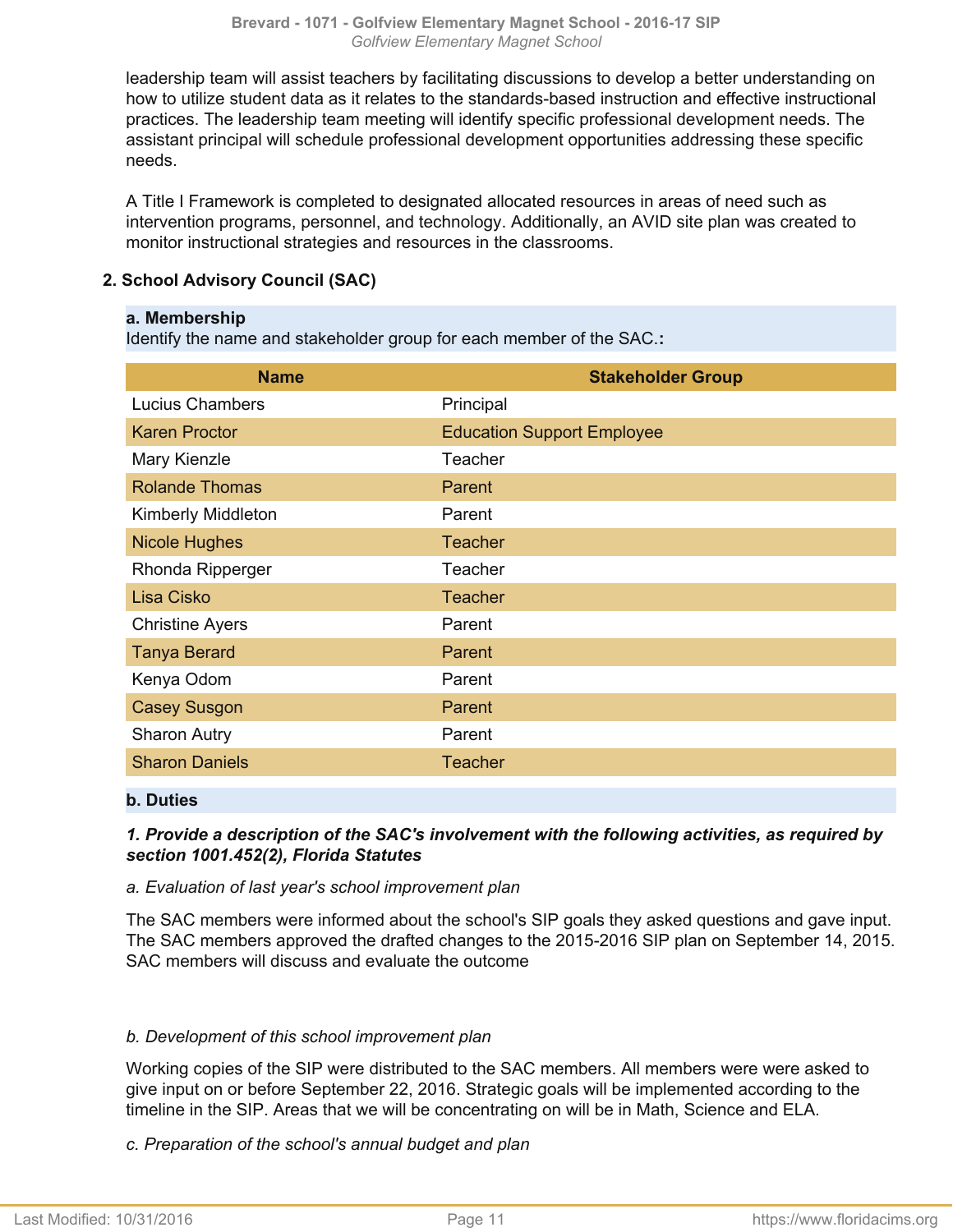leadership team will assist teachers by facilitating discussions to develop a better understanding on how to utilize student data as it relates to the standards-based instruction and effective instructional practices. The leadership team meeting will identify specific professional development needs. The assistant principal will schedule professional development opportunities addressing these specific needs.

A Title I Framework is completed to designated allocated resources in areas of need such as intervention programs, personnel, and technology. Additionally, an AVID site plan was created to monitor instructional strategies and resources in the classrooms.

## 2. School Advisory Council (SAC)

### a. Membership

Identify the name and stakeholder group for each member of the SAC.**:**

| Name | Stakeholder Group |
| --- | --- |
| Lucius Chambers | Principal |
| Karen Proctor | Education Support Employee |
| Mary Kienzle | Teacher |
| Rolande Thomas | Parent |
| Kimberly Middleton | Parent |
| Nicole Hughes | Teacher |
| Rhonda Ripperger | Teacher |
| Lisa Cisko | Teacher |
| Christine Ayers | Parent |
| Tanya Berard | Parent |
| Kenya Odom | Parent |
| Casey Susgon | Parent |
| Sharon Autry | Parent |
| Sharon Daniels | Teacher |

### b. Duties

***1. Provide a description of the SAC's involvement with the following activities, as required by section 1001.452(2), Florida Statutes***

*a. Evaluation of last year's school improvement plan*

The SAC members were informed about the school's SIP goals they asked questions and gave input. The SAC members approved the drafted changes to the 2015-2016 SIP plan on September 14, 2015. SAC members will discuss and evaluate the outcome

*b. Development of this school improvement plan*

Working copies of the SIP were distributed to the SAC members. All members were were asked to give input on or before September 22, 2016. Strategic goals will be implemented according to the timeline in the SIP. Areas that we will be concentrating on will be in Math, Science and ELA.

*c. Preparation of the school's annual budget and plan*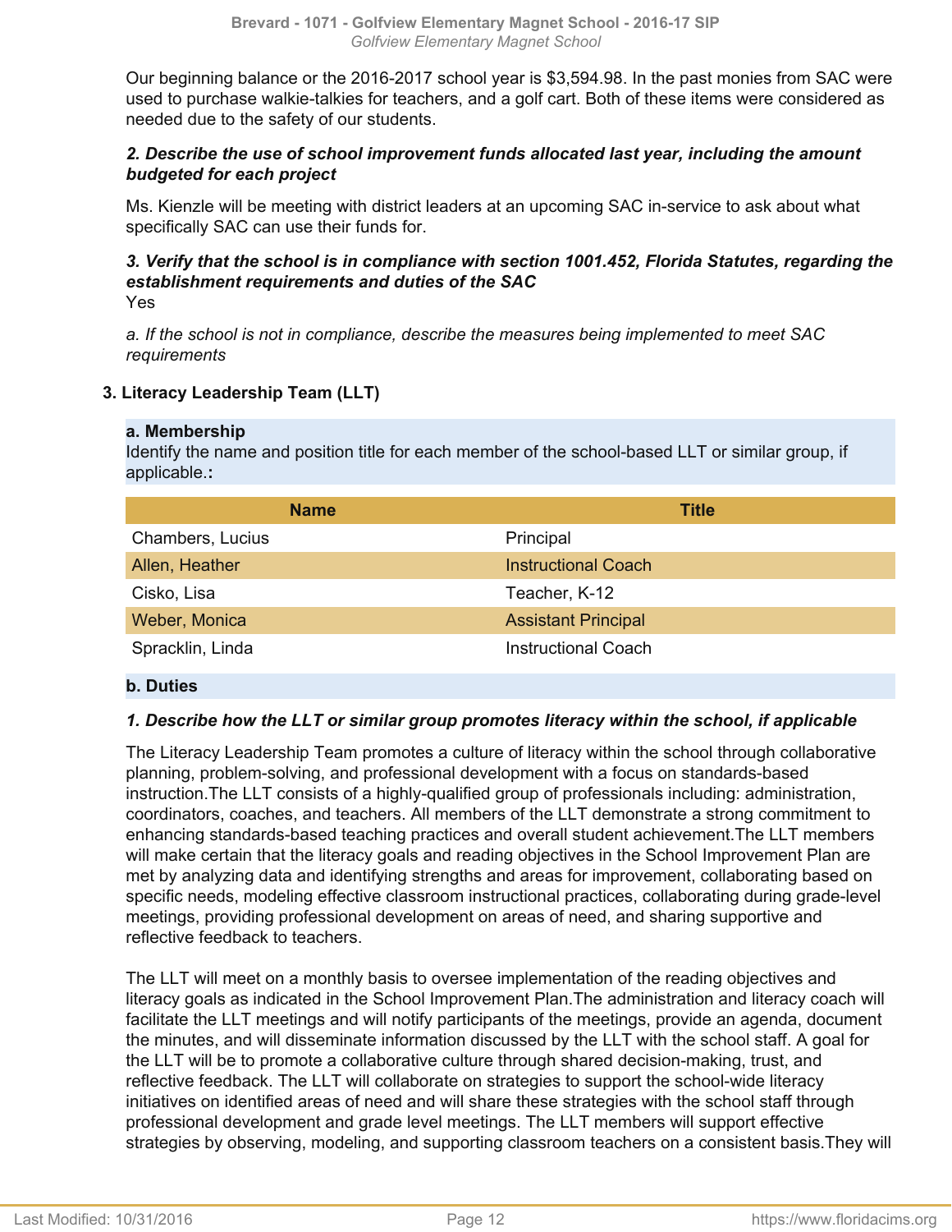Our beginning balance or the 2016-2017 school year is $3,594.98. In the past monies from SAC were used to purchase walkie-talkies for teachers, and a golf cart. Both of these items were considered as needed due to the safety of our students.

***2. Describe the use of school improvement funds allocated last year, including the amount budgeted for each project***

Ms. Kienzle will be meeting with district leaders at an upcoming SAC in-service to ask about what specifically SAC can use their funds for.

***3. Verify that the school is in compliance with section 1001.452, Florida Statutes, regarding the establishment requirements and duties of the SAC***

Yes

*a. If the school is not in compliance, describe the measures being implemented to meet SAC requirements*

### 3. Literacy Leadership Team (LLT)

**a. Membership**

Identify the name and position title for each member of the school-based LLT or similar group, if applicable.**:**

| Name | Title |
|---|---|
| Chambers, Lucius | Principal |
| Allen, Heather | Instructional Coach |
| Cisko, Lisa | Teacher, K-12 |
| Weber, Monica | Assistant Principal |
| Spracklin, Linda | Instructional Coach |

**b. Duties**

***1. Describe how the LLT or similar group promotes literacy within the school, if applicable***

The Literacy Leadership Team promotes a culture of literacy within the school through collaborative planning, problem-solving, and professional development with a focus on standards-based instruction.The LLT consists of a highly-qualified group of professionals including: administration, coordinators, coaches, and teachers. All members of the LLT demonstrate a strong commitment to enhancing standards-based teaching practices and overall student achievement.The LLT members will make certain that the literacy goals and reading objectives in the School Improvement Plan are met by analyzing data and identifying strengths and areas for improvement, collaborating based on specific needs, modeling effective classroom instructional practices, collaborating during grade-level meetings, providing professional development on areas of need, and sharing supportive and reflective feedback to teachers.

The LLT will meet on a monthly basis to oversee implementation of the reading objectives and literacy goals as indicated in the School Improvement Plan.The administration and literacy coach will facilitate the LLT meetings and will notify participants of the meetings, provide an agenda, document the minutes, and will disseminate information discussed by the LLT with the school staff. A goal for the LLT will be to promote a collaborative culture through shared decision-making, trust, and reflective feedback. The LLT will collaborate on strategies to support the school-wide literacy initiatives on identified areas of need and will share these strategies with the school staff through professional development and grade level meetings. The LLT members will support effective strategies by observing, modeling, and supporting classroom teachers on a consistent basis.They will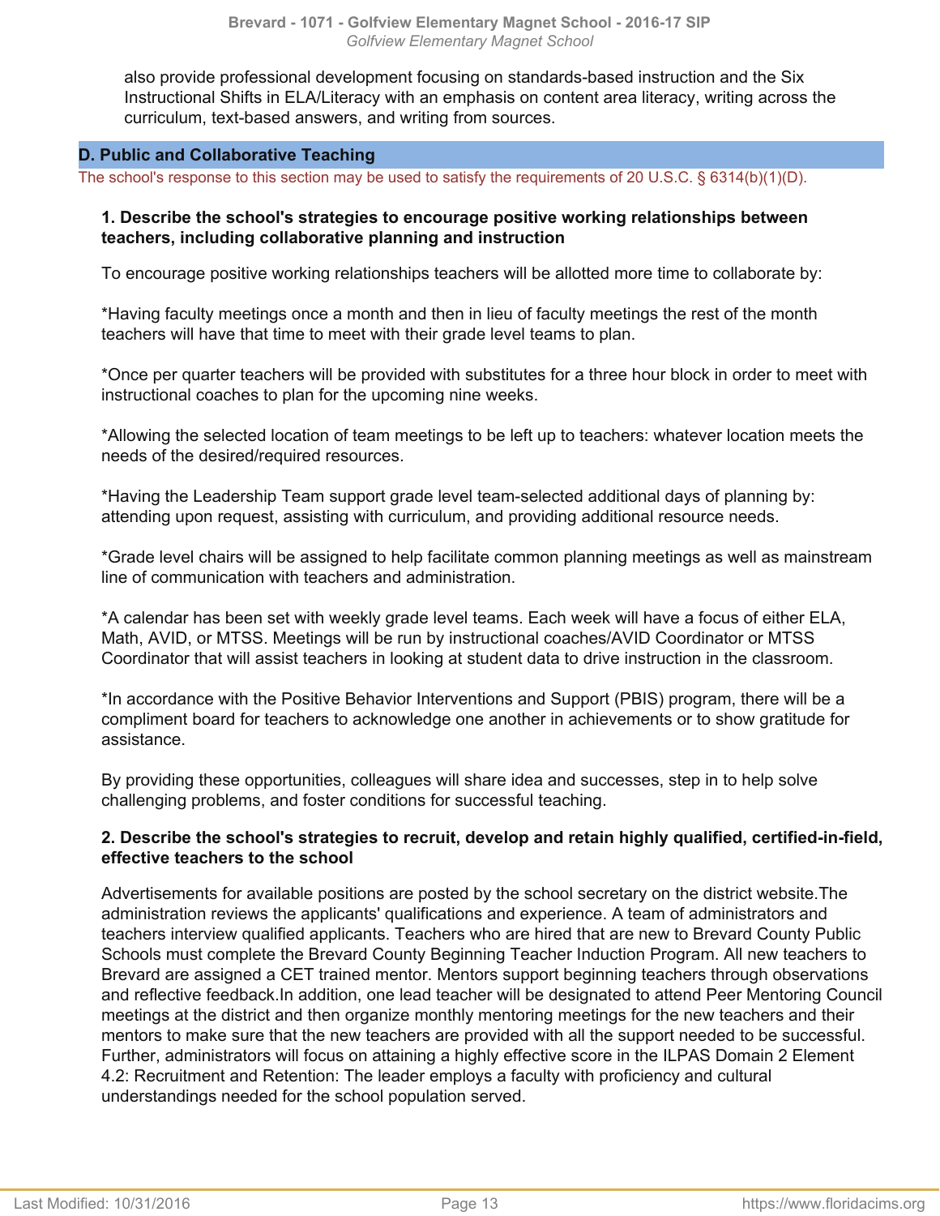also provide professional development focusing on standards-based instruction and the Six Instructional Shifts in ELA/Literacy with an emphasis on content area literacy, writing across the curriculum, text-based answers, and writing from sources.

## D. Public and Collaborative Teaching

The school's response to this section may be used to satisfy the requirements of 20 U.S.C. § 6314(b)(1)(D).

### 1. Describe the school's strategies to encourage positive working relationships between teachers, including collaborative planning and instruction

To encourage positive working relationships teachers will be allotted more time to collaborate by:

*Having faculty meetings once a month and then in lieu of faculty meetings the rest of the month teachers will have that time to meet with their grade level teams to plan.

*Once per quarter teachers will be provided with substitutes for a three hour block in order to meet with instructional coaches to plan for the upcoming nine weeks.

*Allowing the selected location of team meetings to be left up to teachers: whatever location meets the needs of the desired/required resources.

*Having the Leadership Team support grade level team-selected additional days of planning by: attending upon request, assisting with curriculum, and providing additional resource needs.

*Grade level chairs will be assigned to help facilitate common planning meetings as well as mainstream line of communication with teachers and administration.

*A calendar has been set with weekly grade level teams. Each week will have a focus of either ELA, Math, AVID, or MTSS. Meetings will be run by instructional coaches/AVID Coordinator or MTSS Coordinator that will assist teachers in looking at student data to drive instruction in the classroom.

*In accordance with the Positive Behavior Interventions and Support (PBIS) program, there will be a compliment board for teachers to acknowledge one another in achievements or to show gratitude for assistance.

By providing these opportunities, colleagues will share idea and successes, step in to help solve challenging problems, and foster conditions for successful teaching.

### 2. Describe the school's strategies to recruit, develop and retain highly qualified, certified-in-field, effective teachers to the school

Advertisements for available positions are posted by the school secretary on the district website.The administration reviews the applicants' qualifications and experience. A team of administrators and teachers interview qualified applicants. Teachers who are hired that are new to Brevard County Public Schools must complete the Brevard County Beginning Teacher Induction Program. All new teachers to Brevard are assigned a CET trained mentor. Mentors support beginning teachers through observations and reflective feedback.In addition, one lead teacher will be designated to attend Peer Mentoring Council meetings at the district and then organize monthly mentoring meetings for the new teachers and their mentors to make sure that the new teachers are provided with all the support needed to be successful. Further, administrators will focus on attaining a highly effective score in the ILPAS Domain 2 Element 4.2: Recruitment and Retention: The leader employs a faculty with proficiency and cultural understandings needed for the school population served.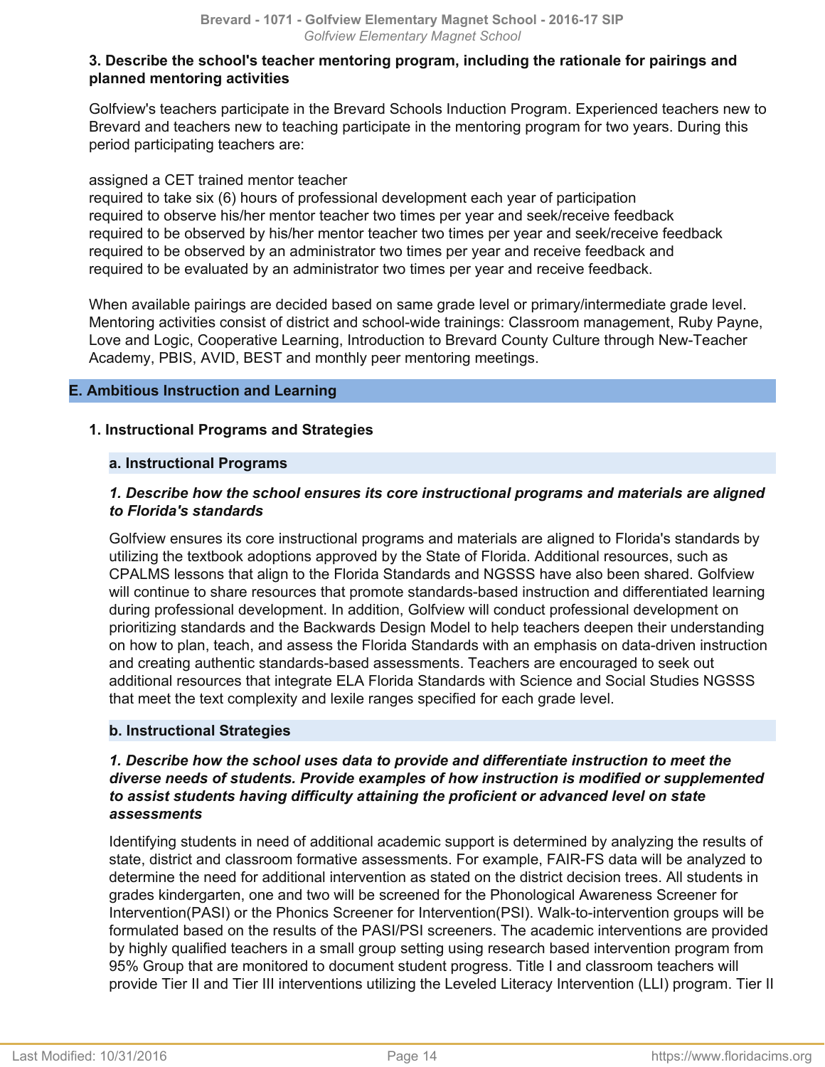**3. Describe the school's teacher mentoring program, including the rationale for pairings and planned mentoring activities**

Golfview's teachers participate in the Brevard Schools Induction Program. Experienced teachers new to Brevard and teachers new to teaching participate in the mentoring program for two years. During this period participating teachers are:

assigned a CET trained mentor teacher
required to take six (6) hours of professional development each year of participation
required to observe his/her mentor teacher two times per year and seek/receive feedback
required to be observed by his/her mentor teacher two times per year and seek/receive feedback
required to be observed by an administrator two times per year and receive feedback and
required to be evaluated by an administrator two times per year and receive feedback.

When available pairings are decided based on same grade level or primary/intermediate grade level. Mentoring activities consist of district and school-wide trainings: Classroom management, Ruby Payne, Love and Logic, Cooperative Learning, Introduction to Brevard County Culture through New-Teacher Academy, PBIS, AVID, BEST and monthly peer mentoring meetings.

## E. Ambitious Instruction and Learning

### 1. Instructional Programs and Strategies

#### a. Instructional Programs

***1. Describe how the school ensures its core instructional programs and materials are aligned to Florida's standards***

Golfview ensures its core instructional programs and materials are aligned to Florida's standards by utilizing the textbook adoptions approved by the State of Florida. Additional resources, such as CPALMS lessons that align to the Florida Standards and NGSSS have also been shared. Golfview will continue to share resources that promote standards-based instruction and differentiated learning during professional development. In addition, Golfview will conduct professional development on prioritizing standards and the Backwards Design Model to help teachers deepen their understanding on how to plan, teach, and assess the Florida Standards with an emphasis on data-driven instruction and creating authentic standards-based assessments. Teachers are encouraged to seek out additional resources that integrate ELA Florida Standards with Science and Social Studies NGSSS that meet the text complexity and lexile ranges specified for each grade level.

#### b. Instructional Strategies

***1. Describe how the school uses data to provide and differentiate instruction to meet the diverse needs of students. Provide examples of how instruction is modified or supplemented to assist students having difficulty attaining the proficient or advanced level on state assessments***

Identifying students in need of additional academic support is determined by analyzing the results of state, district and classroom formative assessments. For example, FAIR-FS data will be analyzed to determine the need for additional intervention as stated on the district decision trees. All students in grades kindergarten, one and two will be screened for the Phonological Awareness Screener for Intervention(PASI) or the Phonics Screener for Intervention(PSI). Walk-to-intervention groups will be formulated based on the results of the PASI/PSI screeners. The academic interventions are provided by highly qualified teachers in a small group setting using research based intervention program from 95% Group that are monitored to document student progress. Title I and classroom teachers will provide Tier II and Tier III interventions utilizing the Leveled Literacy Intervention (LLI) program. Tier II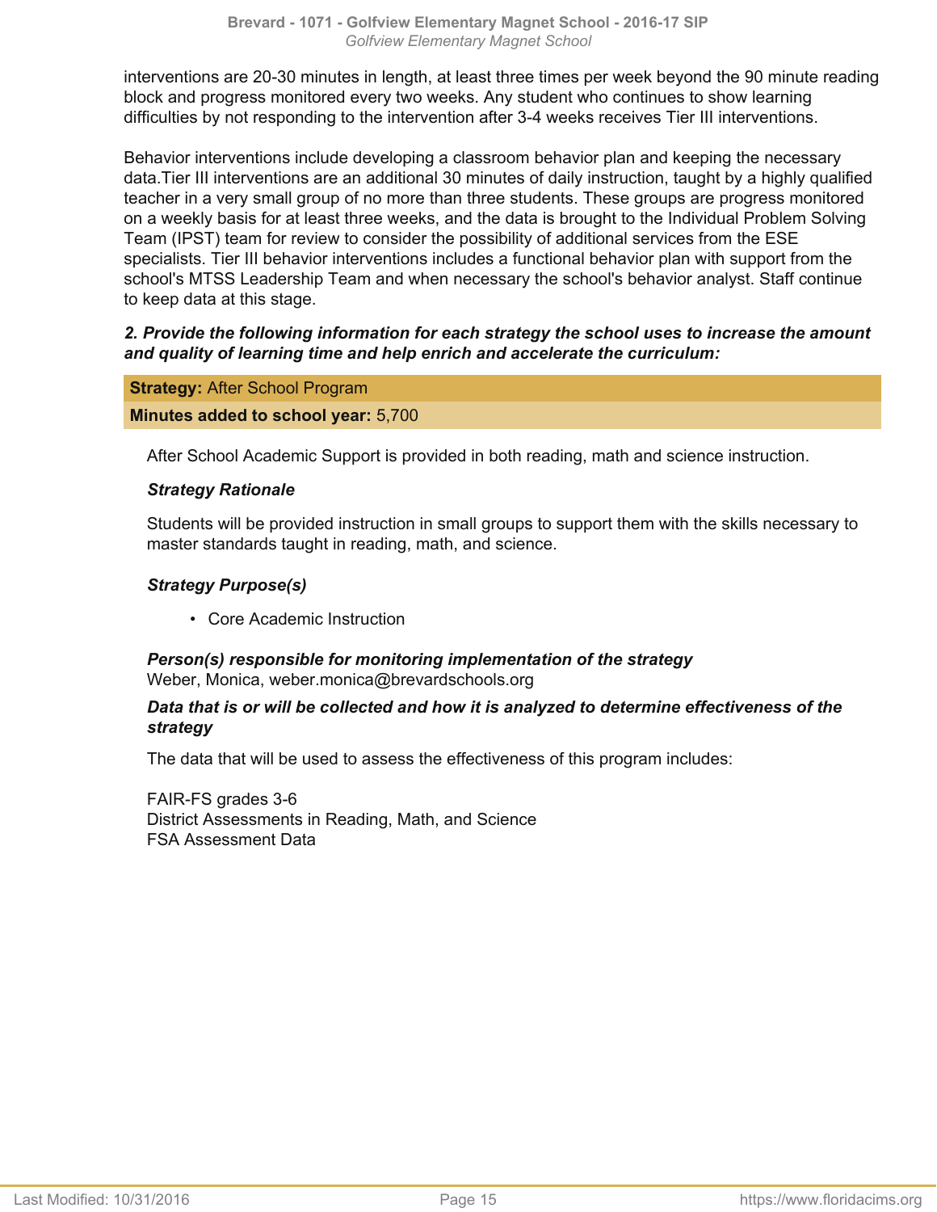interventions are 20-30 minutes in length, at least three times per week beyond the 90 minute reading block and progress monitored every two weeks. Any student who continues to show learning difficulties by not responding to the intervention after 3-4 weeks receives Tier III interventions.

Behavior interventions include developing a classroom behavior plan and keeping the necessary data.Tier III interventions are an additional 30 minutes of daily instruction, taught by a highly qualified teacher in a very small group of no more than three students. These groups are progress monitored on a weekly basis for at least three weeks, and the data is brought to the Individual Problem Solving Team (IPST) team for review to consider the possibility of additional services from the ESE specialists. Tier III behavior interventions includes a functional behavior plan with support from the school's MTSS Leadership Team and when necessary the school's behavior analyst. Staff continue to keep data at this stage.

***2. Provide the following information for each strategy the school uses to increase the amount and quality of learning time and help enrich and accelerate the curriculum:***

**Strategy:** After School Program

**Minutes added to school year:** 5,700

After School Academic Support is provided in both reading, math and science instruction.

***Strategy Rationale***

Students will be provided instruction in small groups to support them with the skills necessary to master standards taught in reading, math, and science.

***Strategy Purpose(s)***

- Core Academic Instruction

***Person(s) responsible for monitoring implementation of the strategy***
Weber, Monica, weber.monica@brevardschools.org

***Data that is or will be collected and how it is analyzed to determine effectiveness of the strategy***

The data that will be used to assess the effectiveness of this program includes:

FAIR-FS grades 3-6
District Assessments in Reading, Math, and Science
FSA Assessment Data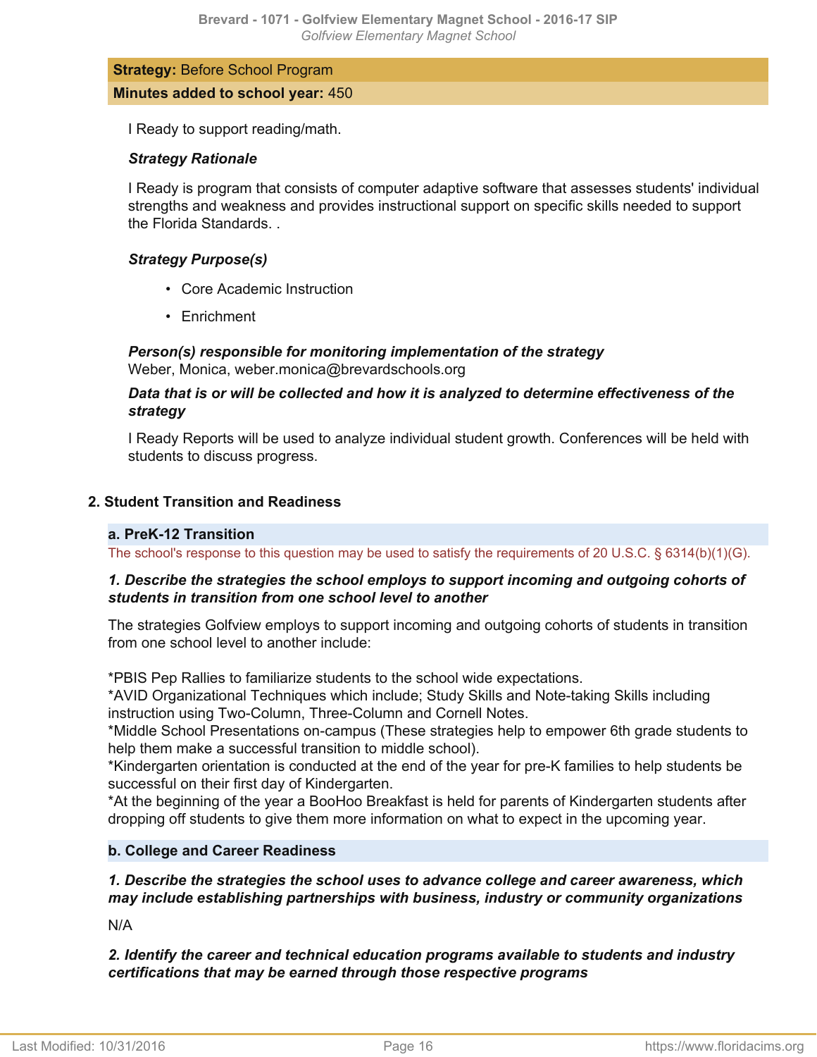**Strategy:** Before School Program

**Minutes added to school year:** 450

I Ready to support reading/math.

***Strategy Rationale***

I Ready is program that consists of computer adaptive software that assesses students' individual strengths and weakness and provides instructional support on specific skills needed to support the Florida Standards. .

***Strategy Purpose(s)***

- Core Academic Instruction
- Enrichment

***Person(s) responsible for monitoring implementation of the strategy***

Weber, Monica, weber.monica@brevardschools.org

***Data that is or will be collected and how it is analyzed to determine effectiveness of the strategy***

I Ready Reports will be used to analyze individual student growth. Conferences will be held with students to discuss progress.

## 2. Student Transition and Readiness

### a. PreK-12 Transition

The school's response to this question may be used to satisfy the requirements of 20 U.S.C. § 6314(b)(1)(G).

***1. Describe the strategies the school employs to support incoming and outgoing cohorts of students in transition from one school level to another***

The strategies Golfview employs to support incoming and outgoing cohorts of students in transition from one school level to another include:

*PBIS Pep Rallies to familiarize students to the school wide expectations.
*AVID Organizational Techniques which include; Study Skills and Note-taking Skills including instruction using Two-Column, Three-Column and Cornell Notes.
*Middle School Presentations on-campus (These strategies help to empower 6th grade students to help them make a successful transition to middle school).
*Kindergarten orientation is conducted at the end of the year for pre-K families to help students be successful on their first day of Kindergarten.
*At the beginning of the year a BooHoo Breakfast is held for parents of Kindergarten students after dropping off students to give them more information on what to expect in the upcoming year.

### b. College and Career Readiness

***1. Describe the strategies the school uses to advance college and career awareness, which may include establishing partnerships with business, industry or community organizations***

N/A

***2. Identify the career and technical education programs available to students and industry certifications that may be earned through those respective programs***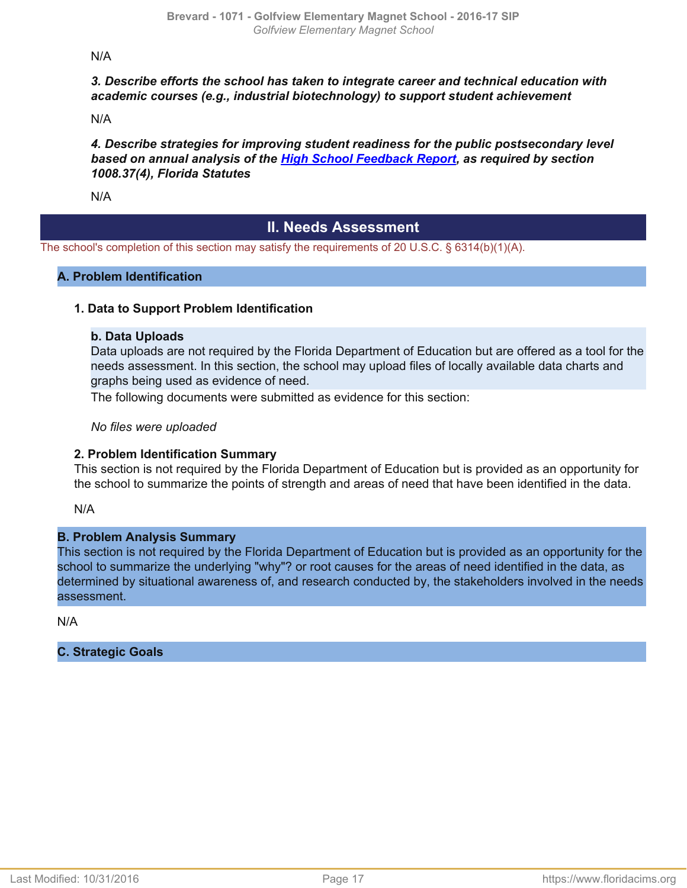N/A

***3. Describe efforts the school has taken to integrate career and technical education with academic courses (e.g., industrial biotechnology) to support student achievement***

N/A

***4. Describe strategies for improving student readiness for the public postsecondary level based on annual analysis of the [High School Feedback Report](), as required by section 1008.37(4), Florida Statutes***

N/A

# II. Needs Assessment

The school's completion of this section may satisfy the requirements of 20 U.S.C. § 6314(b)(1)(A).

## A. Problem Identification

### 1. Data to Support Problem Identification

**b. Data Uploads**

Data uploads are not required by the Florida Department of Education but are offered as a tool for the needs assessment. In this section, the school may upload files of locally available data charts and graphs being used as evidence of need.

The following documents were submitted as evidence for this section:

*No files were uploaded*

### 2. Problem Identification Summary

This section is not required by the Florida Department of Education but is provided as an opportunity for the school to summarize the points of strength and areas of need that have been identified in the data.

N/A

## B. Problem Analysis Summary

This section is not required by the Florida Department of Education but is provided as an opportunity for the school to summarize the underlying "why"? or root causes for the areas of need identified in the data, as determined by situational awareness of, and research conducted by, the stakeholders involved in the needs assessment.

N/A

## C. Strategic Goals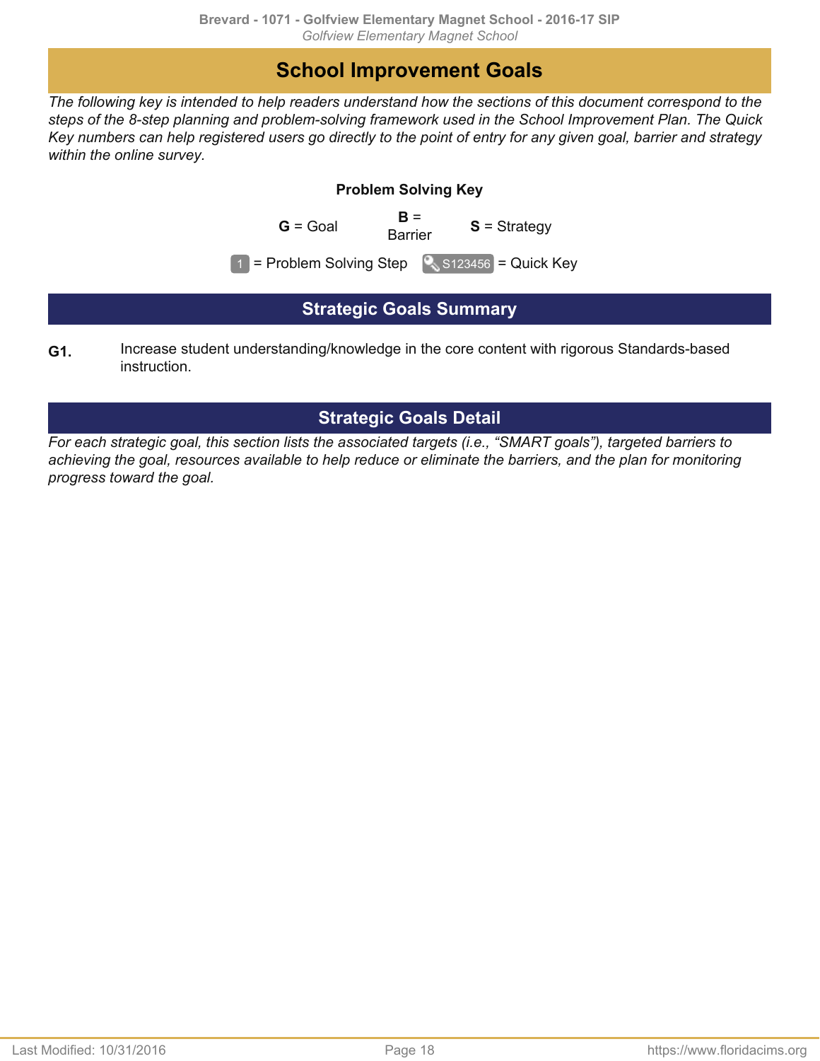# School Improvement Goals

*The following key is intended to help readers understand how the sections of this document correspond to the steps of the 8-step planning and problem-solving framework used in the School Improvement Plan. The Quick Key numbers can help registered users go directly to the point of entry for any given goal, barrier and strategy within the online survey.*

**Problem Solving Key**

**G** = Goal  **B** = Barrier  **S** = Strategy

1 = Problem Solving Step  S123456 = Quick Key

## Strategic Goals Summary

**G1.** Increase student understanding/knowledge in the core content with rigorous Standards-based instruction.

## Strategic Goals Detail

*For each strategic goal, this section lists the associated targets (i.e., "SMART goals"), targeted barriers to achieving the goal, resources available to help reduce or eliminate the barriers, and the plan for monitoring progress toward the goal.*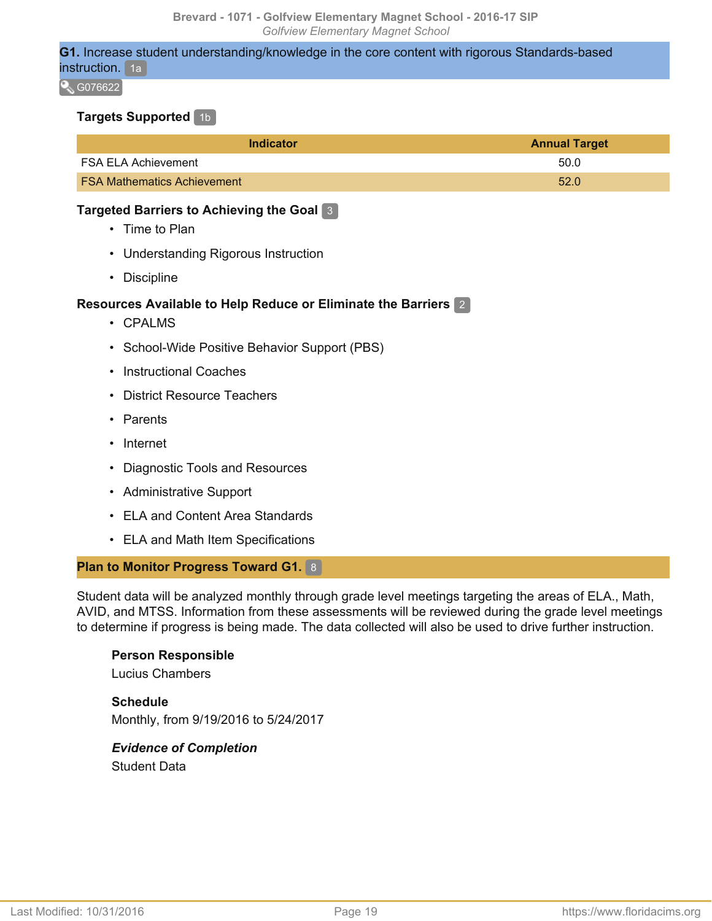**G1.** Increase student understanding/knowledge in the core content with rigorous Standards-based instruction. 1a

G076622

### Targets Supported 1b

| Indicator | Annual Target |
| --- | --- |
| FSA ELA Achievement | 50.0 |
| FSA Mathematics Achievement | 52.0 |

### Targeted Barriers to Achieving the Goal 3

- Time to Plan
- Understanding Rigorous Instruction
- Discipline

### Resources Available to Help Reduce or Eliminate the Barriers 2

- CPALMS
- School-Wide Positive Behavior Support (PBS)
- Instructional Coaches
- District Resource Teachers
- Parents
- Internet
- Diagnostic Tools and Resources
- Administrative Support
- ELA and Content Area Standards
- ELA and Math Item Specifications

### Plan to Monitor Progress Toward G1. 8

Student data will be analyzed monthly through grade level meetings targeting the areas of ELA., Math, AVID, and MTSS. Information from these assessments will be reviewed during the grade level meetings to determine if progress is being made. The data collected will also be used to drive further instruction.

**Person Responsible**
Lucius Chambers

**Schedule**
Monthly, from 9/19/2016 to 5/24/2017

***Evidence of Completion***
Student Data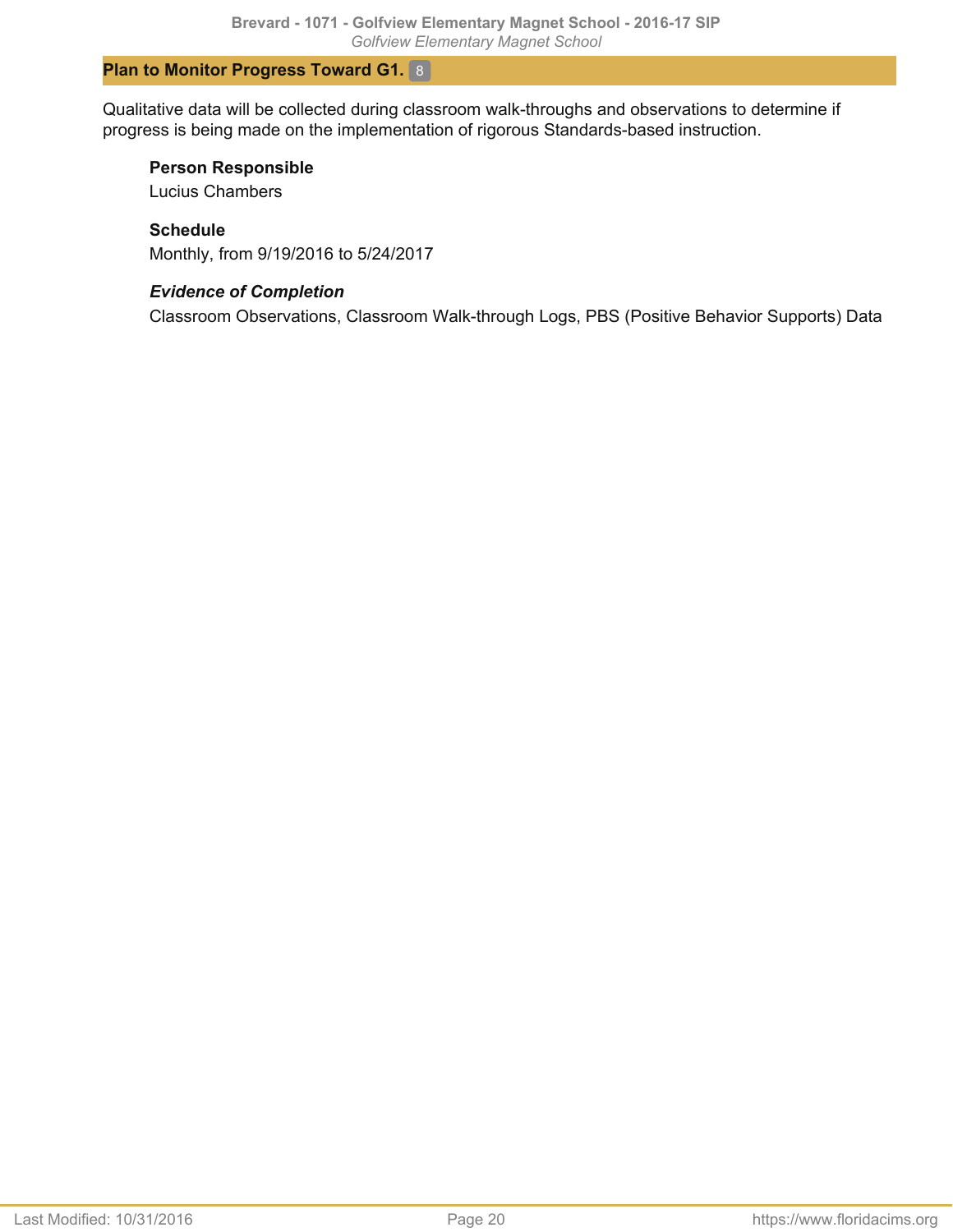## Plan to Monitor Progress Toward G1. 8

Qualitative data will be collected during classroom walk-throughs and observations to determine if progress is being made on the implementation of rigorous Standards-based instruction.

**Person Responsible**

Lucius Chambers

**Schedule**

Monthly, from 9/19/2016 to 5/24/2017

***Evidence of Completion***

Classroom Observations, Classroom Walk-through Logs, PBS (Positive Behavior Supports) Data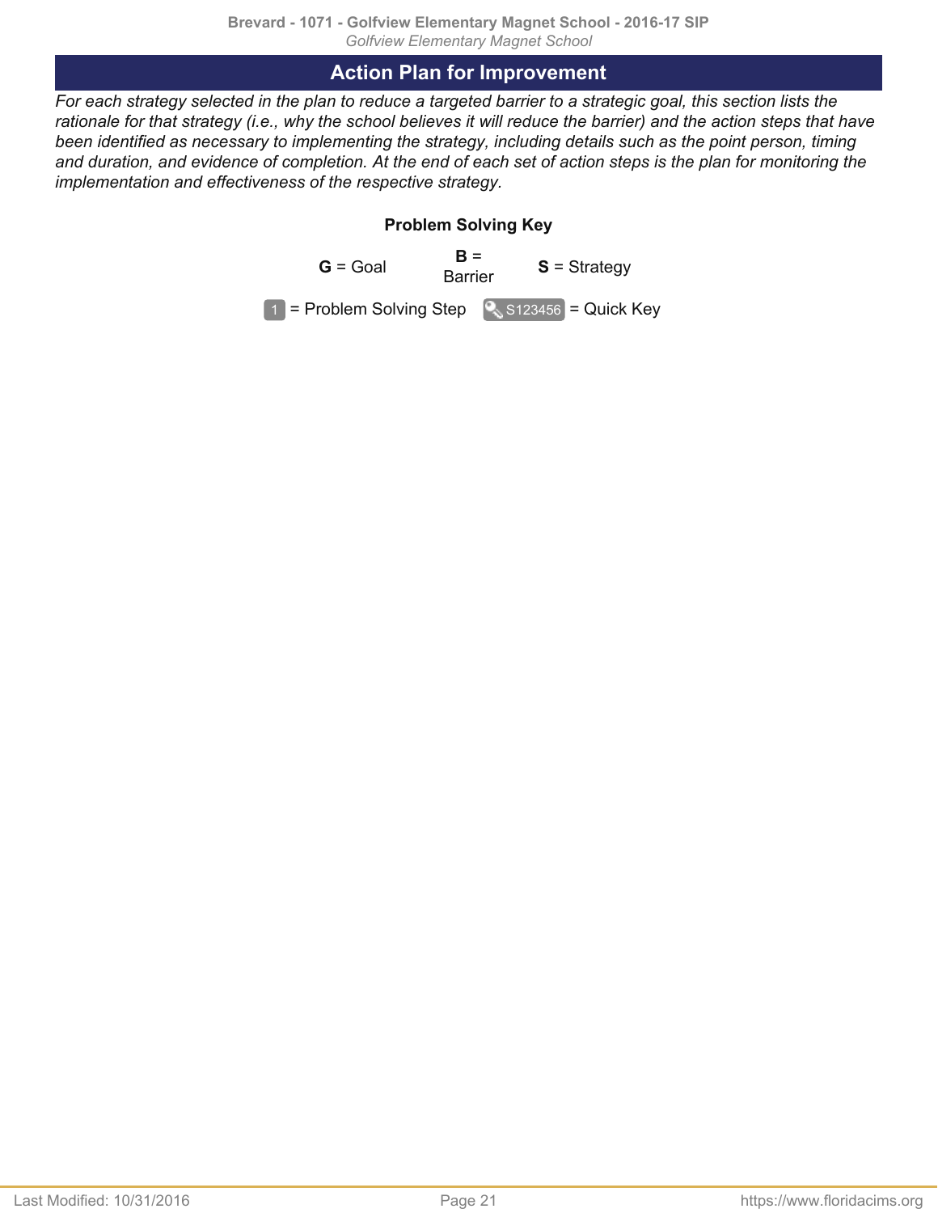## Action Plan for Improvement

*For each strategy selected in the plan to reduce a targeted barrier to a strategic goal, this section lists the rationale for that strategy (i.e., why the school believes it will reduce the barrier) and the action steps that have been identified as necessary to implementing the strategy, including details such as the point person, timing and duration, and evidence of completion. At the end of each set of action steps is the plan for monitoring the implementation and effectiveness of the respective strategy.*

**Problem Solving Key**

**G** = Goal **B** = Barrier **S** = Strategy

1 = Problem Solving Step S123456 = Quick Key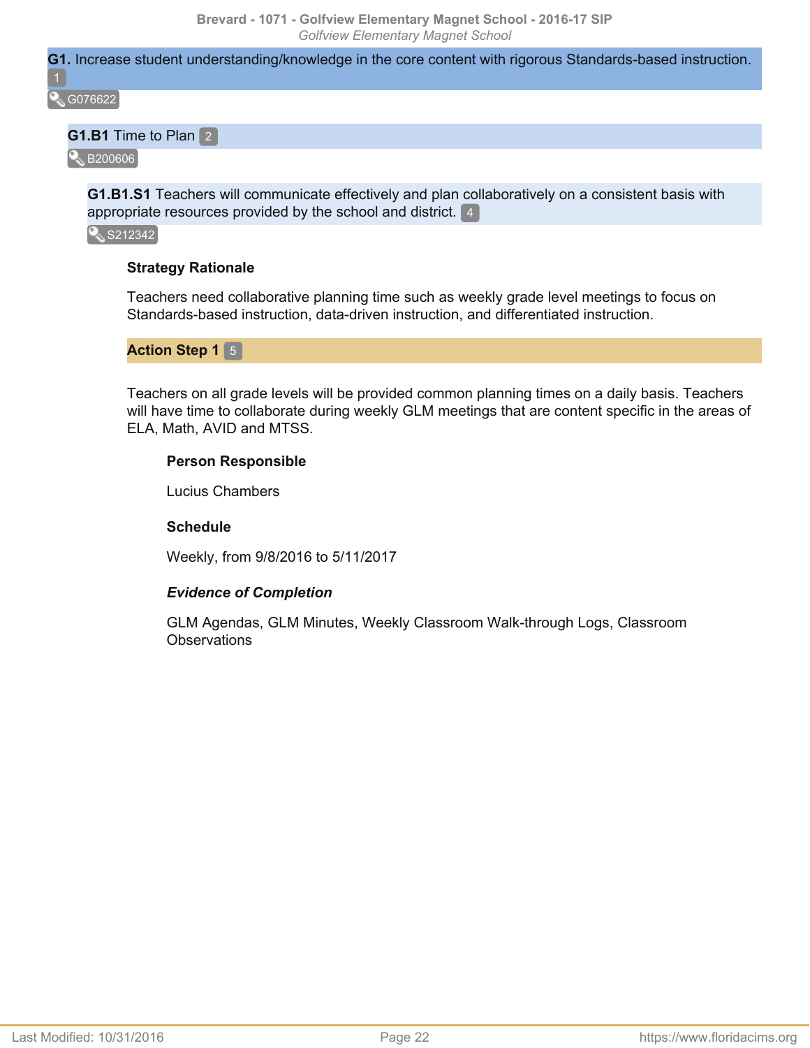**G1.** Increase student understanding/knowledge in the core content with rigorous Standards-based instruction. 1

G076622

**G1.B1** Time to Plan 2

B200606

**G1.B1.S1** Teachers will communicate effectively and plan collaboratively on a consistent basis with appropriate resources provided by the school and district. 4

S212342

**Strategy Rationale**

Teachers need collaborative planning time such as weekly grade level meetings to focus on Standards-based instruction, data-driven instruction, and differentiated instruction.

**Action Step 1** 5

Teachers on all grade levels will be provided common planning times on a daily basis. Teachers will have time to collaborate during weekly GLM meetings that are content specific in the areas of ELA, Math, AVID and MTSS.

**Person Responsible**

Lucius Chambers

**Schedule**

Weekly, from 9/8/2016 to 5/11/2017

***Evidence of Completion***

GLM Agendas, GLM Minutes, Weekly Classroom Walk-through Logs, Classroom Observations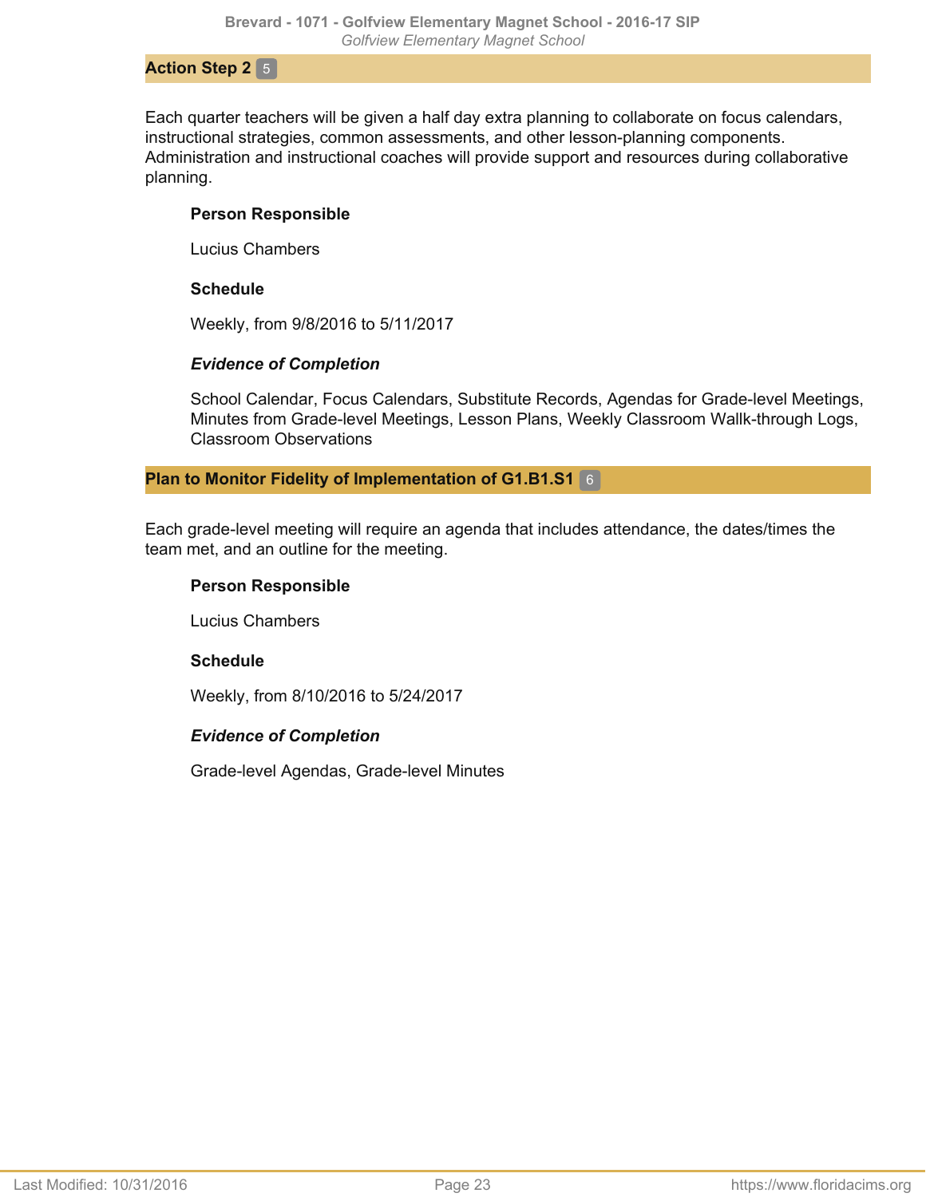## Action Step 2 5

Each quarter teachers will be given a half day extra planning to collaborate on focus calendars, instructional strategies, common assessments, and other lesson-planning components. Administration and instructional coaches will provide support and resources during collaborative planning.

**Person Responsible**

Lucius Chambers

**Schedule**

Weekly, from 9/8/2016 to 5/11/2017

***Evidence of Completion***

School Calendar, Focus Calendars, Substitute Records, Agendas for Grade-level Meetings, Minutes from Grade-level Meetings, Lesson Plans, Weekly Classroom Wallk-through Logs, Classroom Observations

## Plan to Monitor Fidelity of Implementation of G1.B1.S1 6

Each grade-level meeting will require an agenda that includes attendance, the dates/times the team met, and an outline for the meeting.

**Person Responsible**

Lucius Chambers

**Schedule**

Weekly, from 8/10/2016 to 5/24/2017

***Evidence of Completion***

Grade-level Agendas, Grade-level Minutes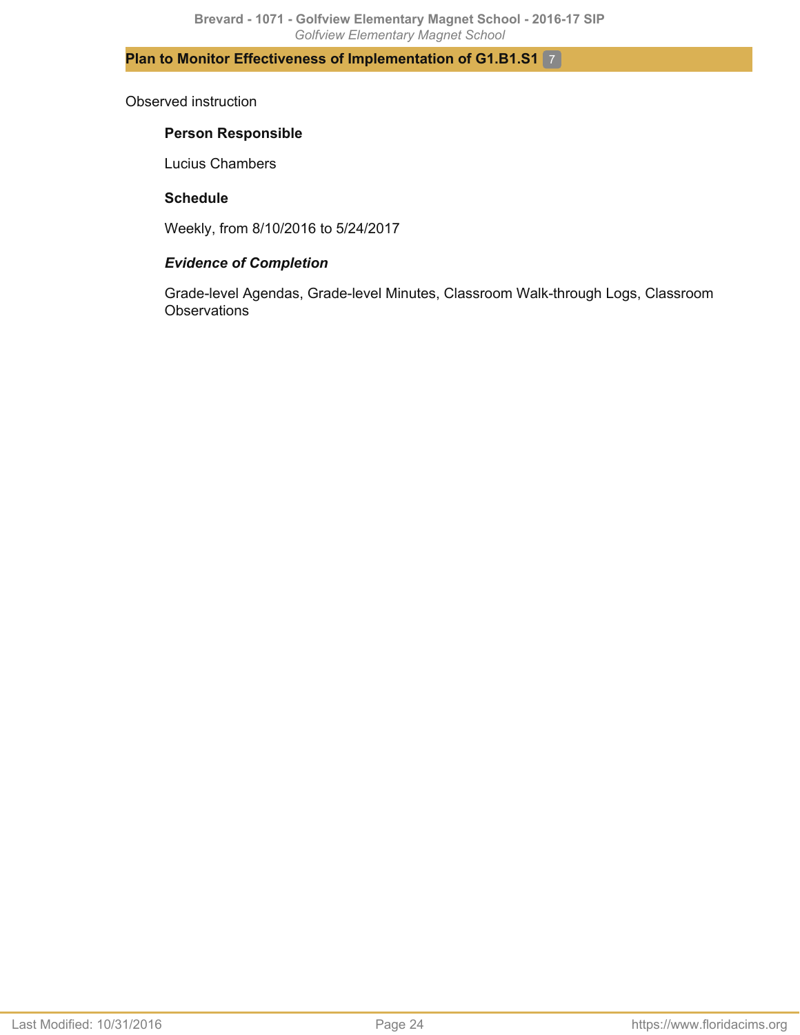## Plan to Monitor Effectiveness of Implementation of G1.B1.S1 [7]

Observed instruction

**Person Responsible**

Lucius Chambers

**Schedule**

Weekly, from 8/10/2016 to 5/24/2017

***Evidence of Completion***

Grade-level Agendas, Grade-level Minutes, Classroom Walk-through Logs, Classroom Observations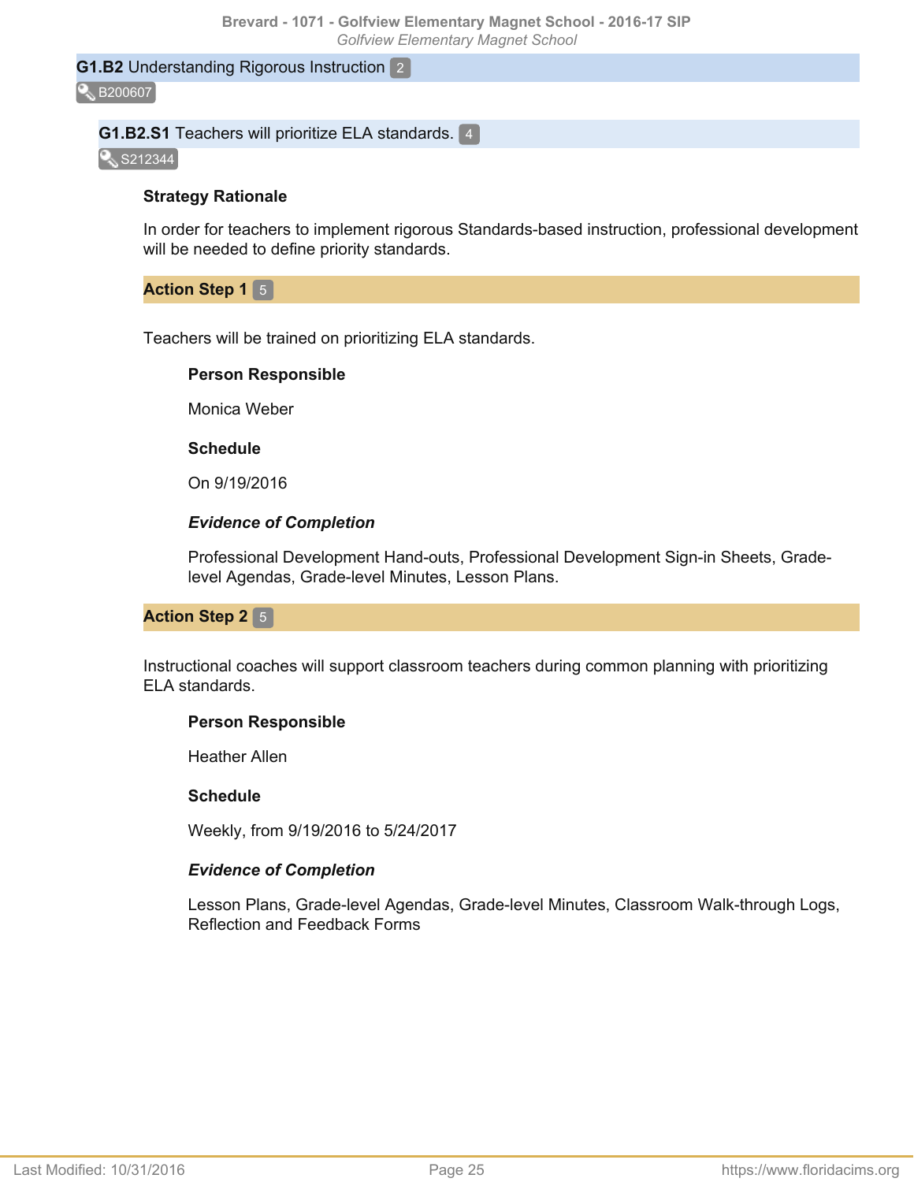## G1.B2 Understanding Rigorous Instruction 2

B200607

### G1.B2.S1 Teachers will prioritize ELA standards. 4

S212344

**Strategy Rationale**

In order for teachers to implement rigorous Standards-based instruction, professional development will be needed to define priority standards.

#### Action Step 1 5

Teachers will be trained on prioritizing ELA standards.

**Person Responsible**

Monica Weber

**Schedule**

On 9/19/2016

***Evidence of Completion***

Professional Development Hand-outs, Professional Development Sign-in Sheets, Grade-level Agendas, Grade-level Minutes, Lesson Plans.

#### Action Step 2 5

Instructional coaches will support classroom teachers during common planning with prioritizing ELA standards.

**Person Responsible**

Heather Allen

**Schedule**

Weekly, from 9/19/2016 to 5/24/2017

***Evidence of Completion***

Lesson Plans, Grade-level Agendas, Grade-level Minutes, Classroom Walk-through Logs, Reflection and Feedback Forms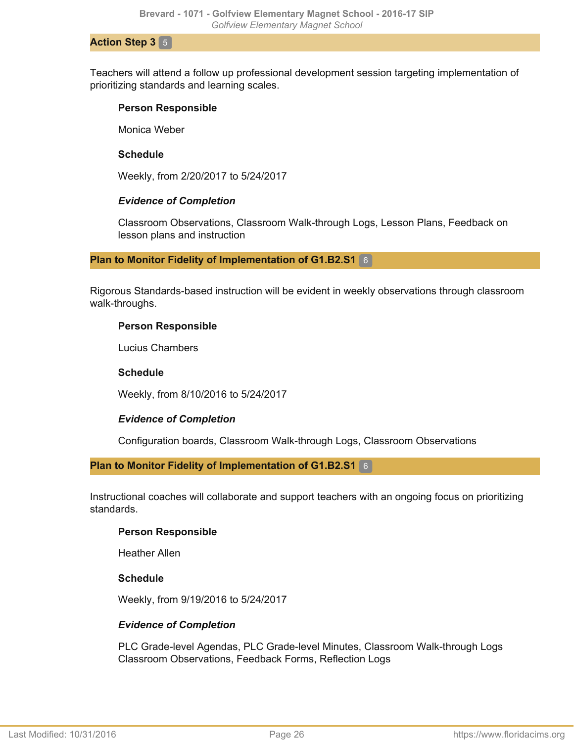#### Action Step 3 5

Teachers will attend a follow up professional development session targeting implementation of prioritizing standards and learning scales.

**Person Responsible**

Monica Weber

**Schedule**

Weekly, from 2/20/2017 to 5/24/2017

***Evidence of Completion***

Classroom Observations, Classroom Walk-through Logs, Lesson Plans, Feedback on lesson plans and instruction

#### Plan to Monitor Fidelity of Implementation of G1.B2.S1 6

Rigorous Standards-based instruction will be evident in weekly observations through classroom walk-throughs.

**Person Responsible**

Lucius Chambers

**Schedule**

Weekly, from 8/10/2016 to 5/24/2017

***Evidence of Completion***

Configuration boards, Classroom Walk-through Logs, Classroom Observations

#### Plan to Monitor Fidelity of Implementation of G1.B2.S1 6

Instructional coaches will collaborate and support teachers with an ongoing focus on prioritizing standards.

**Person Responsible**

Heather Allen

**Schedule**

Weekly, from 9/19/2016 to 5/24/2017

***Evidence of Completion***

PLC Grade-level Agendas, PLC Grade-level Minutes, Classroom Walk-through Logs Classroom Observations, Feedback Forms, Reflection Logs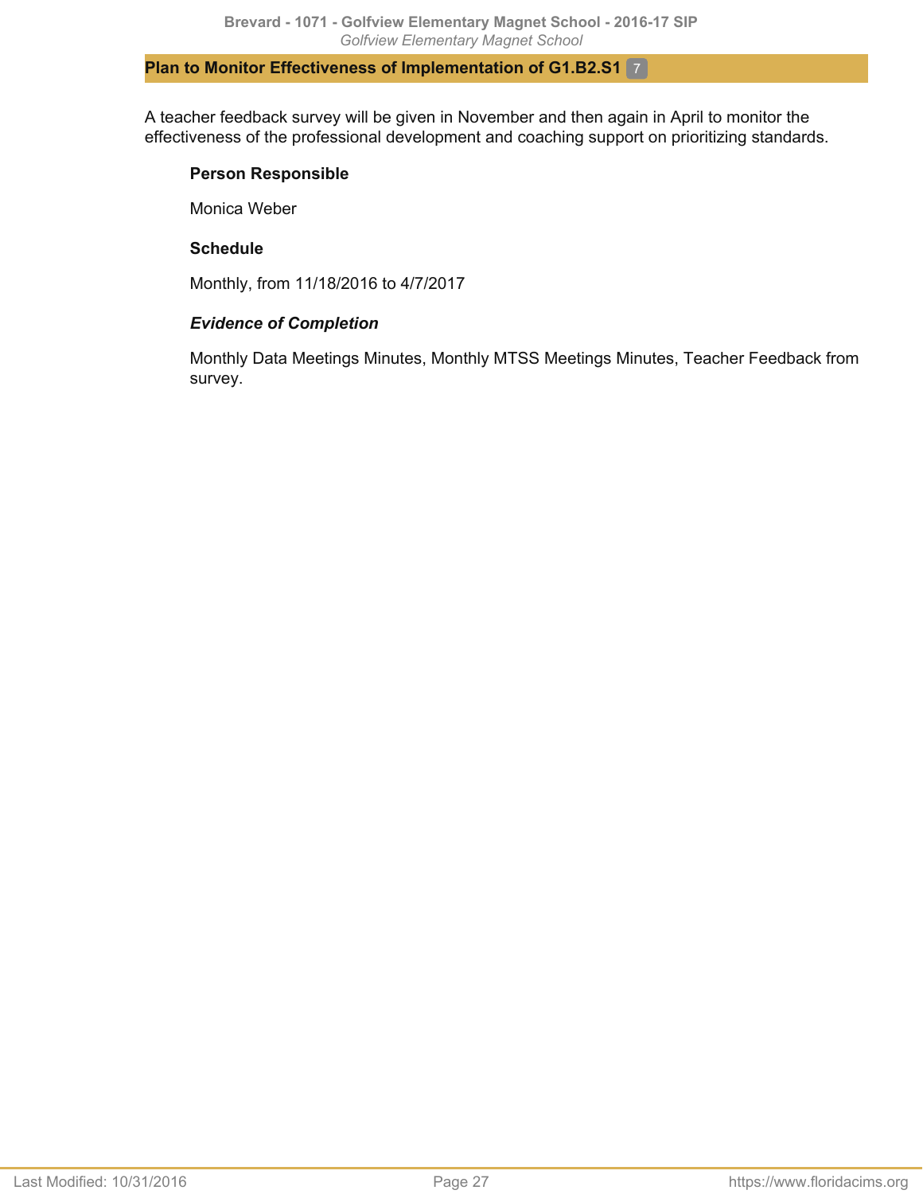### Plan to Monitor Effectiveness of Implementation of G1.B2.S1 7

A teacher feedback survey will be given in November and then again in April to monitor the effectiveness of the professional development and coaching support on prioritizing standards.

**Person Responsible**

Monica Weber

**Schedule**

Monthly, from 11/18/2016 to 4/7/2017

***Evidence of Completion***

Monthly Data Meetings Minutes, Monthly MTSS Meetings Minutes, Teacher Feedback from survey.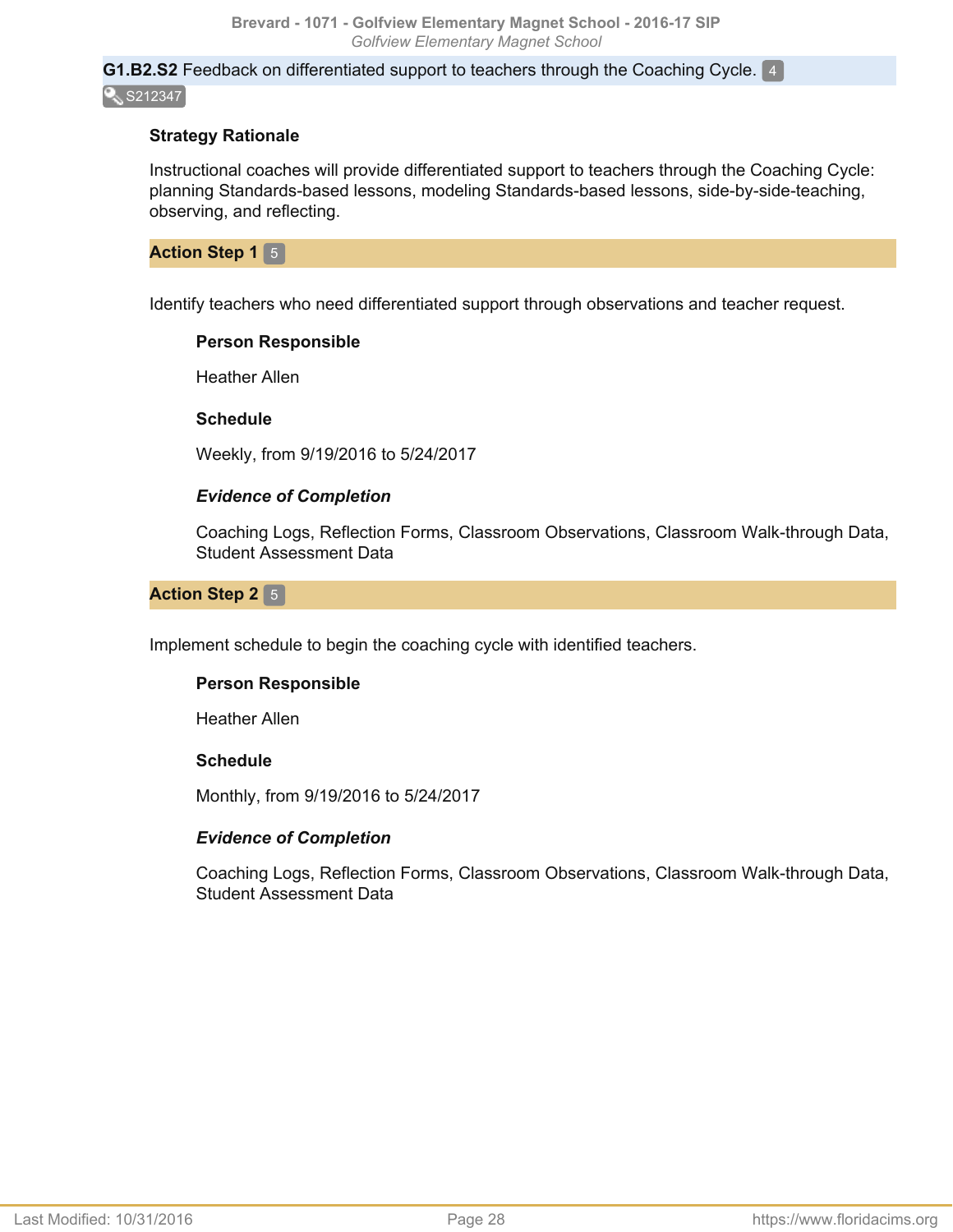**G1.B2.S2** Feedback on differentiated support to teachers through the Coaching Cycle. 4

S212347

**Strategy Rationale**

Instructional coaches will provide differentiated support to teachers through the Coaching Cycle: planning Standards-based lessons, modeling Standards-based lessons, side-by-side-teaching, observing, and reflecting.

**Action Step 1** 5

Identify teachers who need differentiated support through observations and teacher request.

**Person Responsible**

Heather Allen

**Schedule**

Weekly, from 9/19/2016 to 5/24/2017

***Evidence of Completion***

Coaching Logs, Reflection Forms, Classroom Observations, Classroom Walk-through Data, Student Assessment Data

**Action Step 2** 5

Implement schedule to begin the coaching cycle with identified teachers.

**Person Responsible**

Heather Allen

**Schedule**

Monthly, from 9/19/2016 to 5/24/2017

***Evidence of Completion***

Coaching Logs, Reflection Forms, Classroom Observations, Classroom Walk-through Data, Student Assessment Data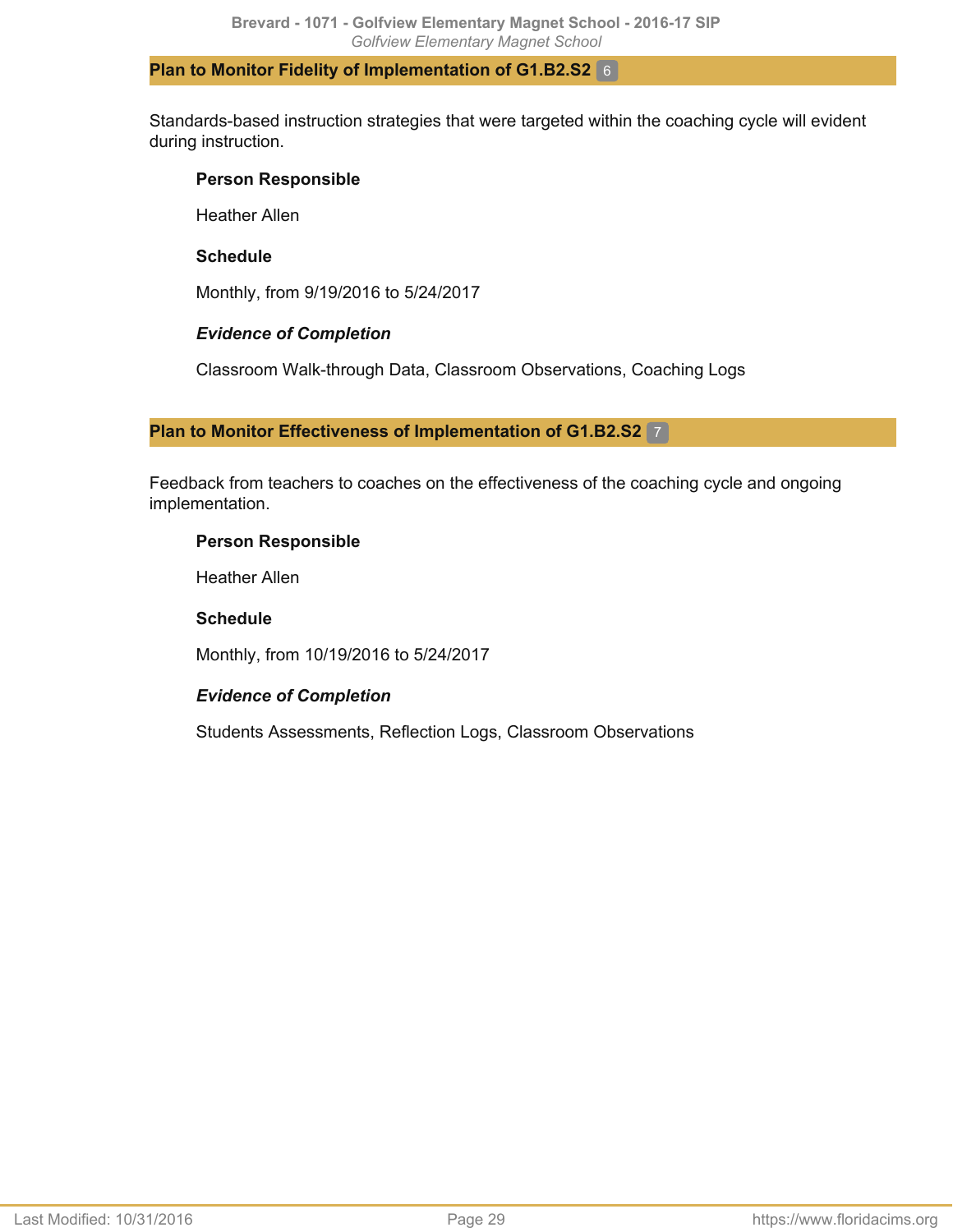### Plan to Monitor Fidelity of Implementation of G1.B2.S2 6

Standards-based instruction strategies that were targeted within the coaching cycle will evident during instruction.

**Person Responsible**

Heather Allen

**Schedule**

Monthly, from 9/19/2016 to 5/24/2017

***Evidence of Completion***

Classroom Walk-through Data, Classroom Observations, Coaching Logs

### Plan to Monitor Effectiveness of Implementation of G1.B2.S2 7

Feedback from teachers to coaches on the effectiveness of the coaching cycle and ongoing implementation.

**Person Responsible**

Heather Allen

**Schedule**

Monthly, from 10/19/2016 to 5/24/2017

***Evidence of Completion***

Students Assessments, Reflection Logs, Classroom Observations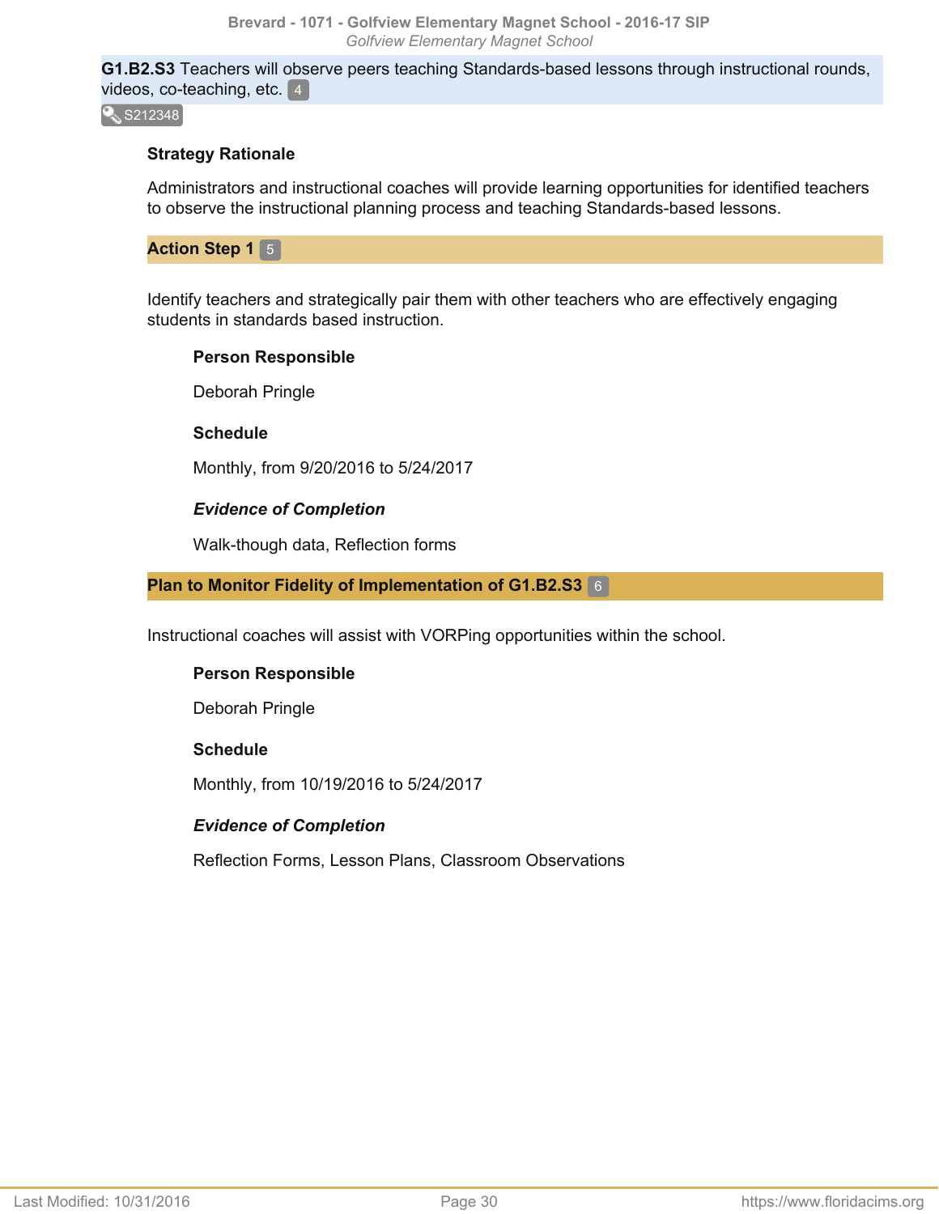**G1.B2.S3** Teachers will observe peers teaching Standards-based lessons through instructional rounds, videos, co-teaching, etc. 4

S212348

**Strategy Rationale**

Administrators and instructional coaches will provide learning opportunities for identified teachers to observe the instructional planning process and teaching Standards-based lessons.

### Action Step 1 5

Identify teachers and strategically pair them with other teachers who are effectively engaging students in standards based instruction.

**Person Responsible**

Deborah Pringle

**Schedule**

Monthly, from 9/20/2016 to 5/24/2017

***Evidence of Completion***

Walk-though data, Reflection forms

### Plan to Monitor Fidelity of Implementation of G1.B2.S3 6

Instructional coaches will assist with VORPing opportunities within the school.

**Person Responsible**

Deborah Pringle

**Schedule**

Monthly, from 10/19/2016 to 5/24/2017

***Evidence of Completion***

Reflection Forms, Lesson Plans, Classroom Observations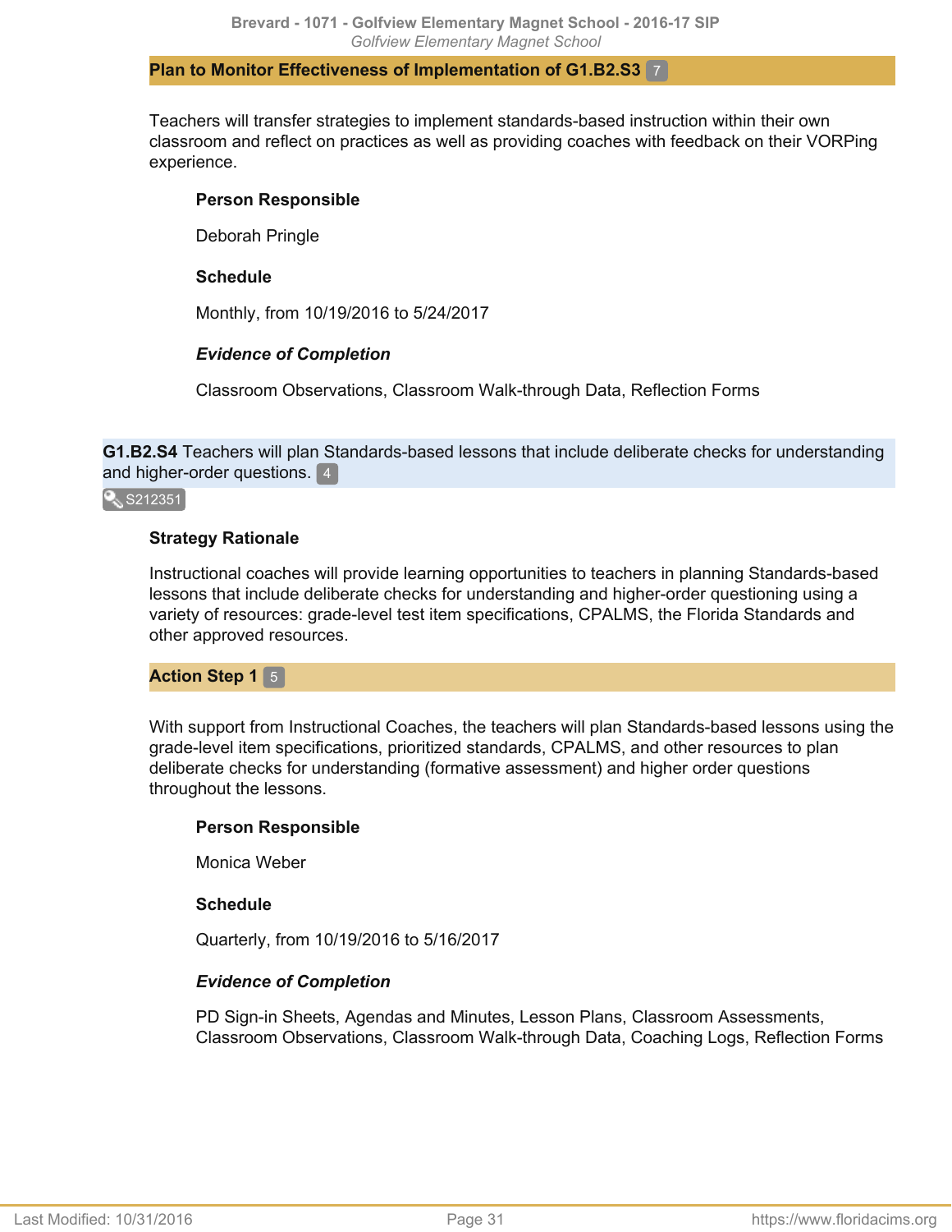### Plan to Monitor Effectiveness of Implementation of G1.B2.S3 7

Teachers will transfer strategies to implement standards-based instruction within their own classroom and reflect on practices as well as providing coaches with feedback on their VORPing experience.

**Person Responsible**

Deborah Pringle

**Schedule**

Monthly, from 10/19/2016 to 5/24/2017

***Evidence of Completion***

Classroom Observations, Classroom Walk-through Data, Reflection Forms

**G1.B2.S4** Teachers will plan Standards-based lessons that include deliberate checks for understanding and higher-order questions. 4

S212351

**Strategy Rationale**

Instructional coaches will provide learning opportunities to teachers in planning Standards-based lessons that include deliberate checks for understanding and higher-order questioning using a variety of resources: grade-level test item specifications, CPALMS, the Florida Standards and other approved resources.

### Action Step 1 5

With support from Instructional Coaches, the teachers will plan Standards-based lessons using the grade-level item specifications, prioritized standards, CPALMS, and other resources to plan deliberate checks for understanding (formative assessment) and higher order questions throughout the lessons.

**Person Responsible**

Monica Weber

**Schedule**

Quarterly, from 10/19/2016 to 5/16/2017

***Evidence of Completion***

PD Sign-in Sheets, Agendas and Minutes, Lesson Plans, Classroom Assessments, Classroom Observations, Classroom Walk-through Data, Coaching Logs, Reflection Forms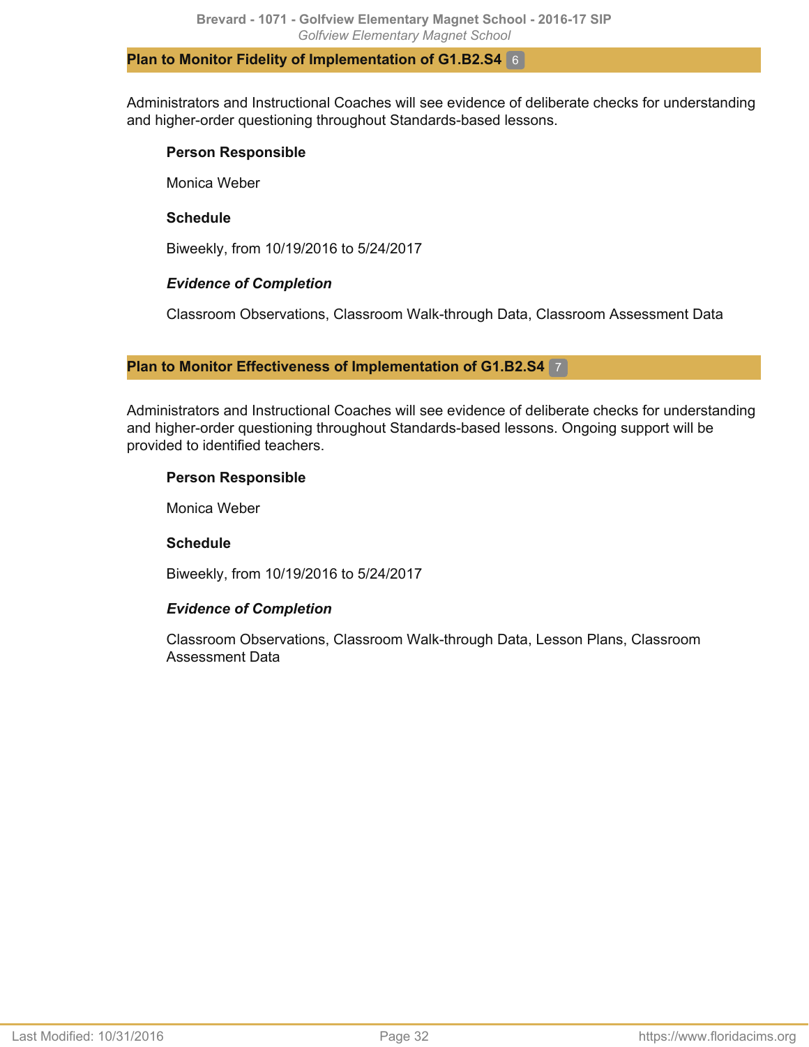### Plan to Monitor Fidelity of Implementation of G1.B2.S4 6

Administrators and Instructional Coaches will see evidence of deliberate checks for understanding and higher-order questioning throughout Standards-based lessons.

**Person Responsible**

Monica Weber

**Schedule**

Biweekly, from 10/19/2016 to 5/24/2017

***Evidence of Completion***

Classroom Observations, Classroom Walk-through Data, Classroom Assessment Data

### Plan to Monitor Effectiveness of Implementation of G1.B2.S4 7

Administrators and Instructional Coaches will see evidence of deliberate checks for understanding and higher-order questioning throughout Standards-based lessons. Ongoing support will be provided to identified teachers.

**Person Responsible**

Monica Weber

**Schedule**

Biweekly, from 10/19/2016 to 5/24/2017

***Evidence of Completion***

Classroom Observations, Classroom Walk-through Data, Lesson Plans, Classroom Assessment Data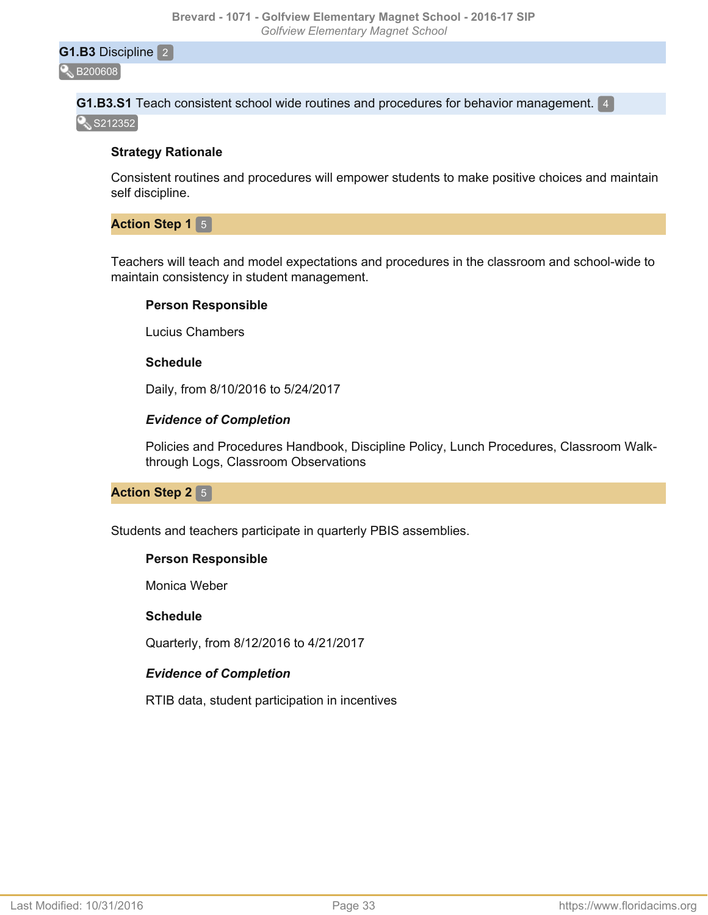## **G1.B3** Discipline 2

B200608

### **G1.B3.S1** Teach consistent school wide routines and procedures for behavior management. 4

S212352

**Strategy Rationale**

Consistent routines and procedures will empower students to make positive choices and maintain self discipline.

#### **Action Step 1** 5

Teachers will teach and model expectations and procedures in the classroom and school-wide to maintain consistency in student management.

**Person Responsible**

Lucius Chambers

**Schedule**

Daily, from 8/10/2016 to 5/24/2017

***Evidence of Completion***

Policies and Procedures Handbook, Discipline Policy, Lunch Procedures, Classroom Walk-through Logs, Classroom Observations

#### **Action Step 2** 5

Students and teachers participate in quarterly PBIS assemblies.

**Person Responsible**

Monica Weber

**Schedule**

Quarterly, from 8/12/2016 to 4/21/2017

***Evidence of Completion***

RTIB data, student participation in incentives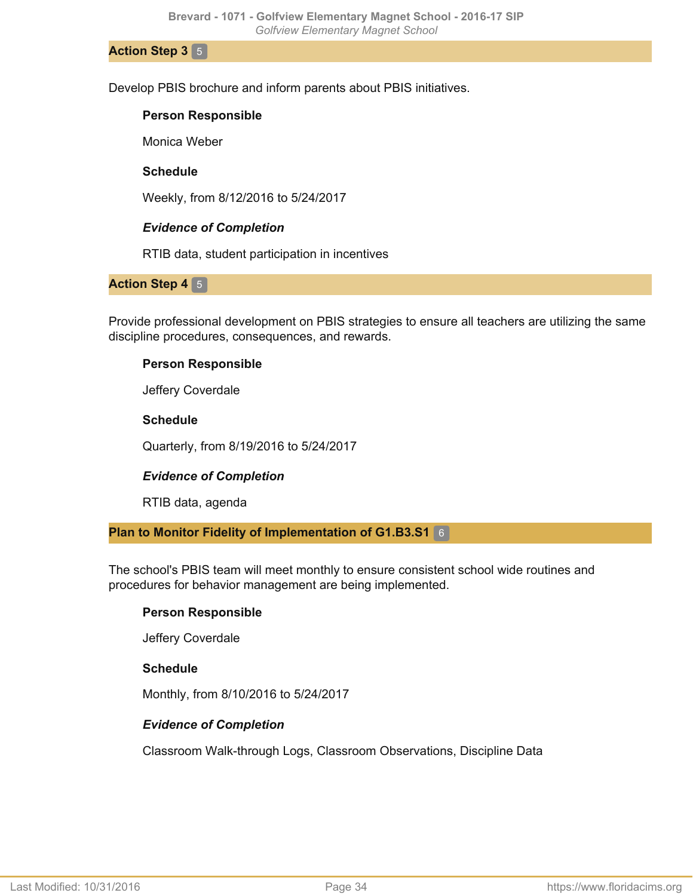### Action Step 3 5

Develop PBIS brochure and inform parents about PBIS initiatives.

**Person Responsible**

Monica Weber

**Schedule**

Weekly, from 8/12/2016 to 5/24/2017

***Evidence of Completion***

RTIB data, student participation in incentives

### Action Step 4 5

Provide professional development on PBIS strategies to ensure all teachers are utilizing the same discipline procedures, consequences, and rewards.

**Person Responsible**

Jeffery Coverdale

**Schedule**

Quarterly, from 8/19/2016 to 5/24/2017

***Evidence of Completion***

RTIB data, agenda

### Plan to Monitor Fidelity of Implementation of G1.B3.S1 6

The school's PBIS team will meet monthly to ensure consistent school wide routines and procedures for behavior management are being implemented.

**Person Responsible**

Jeffery Coverdale

**Schedule**

Monthly, from 8/10/2016 to 5/24/2017

***Evidence of Completion***

Classroom Walk-through Logs, Classroom Observations, Discipline Data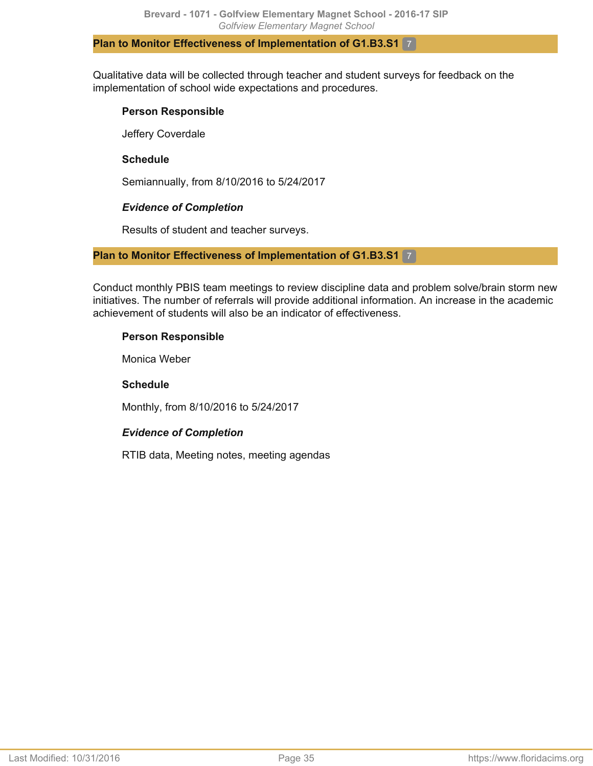### Plan to Monitor Effectiveness of Implementation of G1.B3.S1 7

Qualitative data will be collected through teacher and student surveys for feedback on the implementation of school wide expectations and procedures.

**Person Responsible**

Jeffery Coverdale

**Schedule**

Semiannually, from 8/10/2016 to 5/24/2017

***Evidence of Completion***

Results of student and teacher surveys.

### Plan to Monitor Effectiveness of Implementation of G1.B3.S1 7

Conduct monthly PBIS team meetings to review discipline data and problem solve/brain storm new initiatives. The number of referrals will provide additional information. An increase in the academic achievement of students will also be an indicator of effectiveness.

**Person Responsible**

Monica Weber

**Schedule**

Monthly, from 8/10/2016 to 5/24/2017

***Evidence of Completion***

RTIB data, Meeting notes, meeting agendas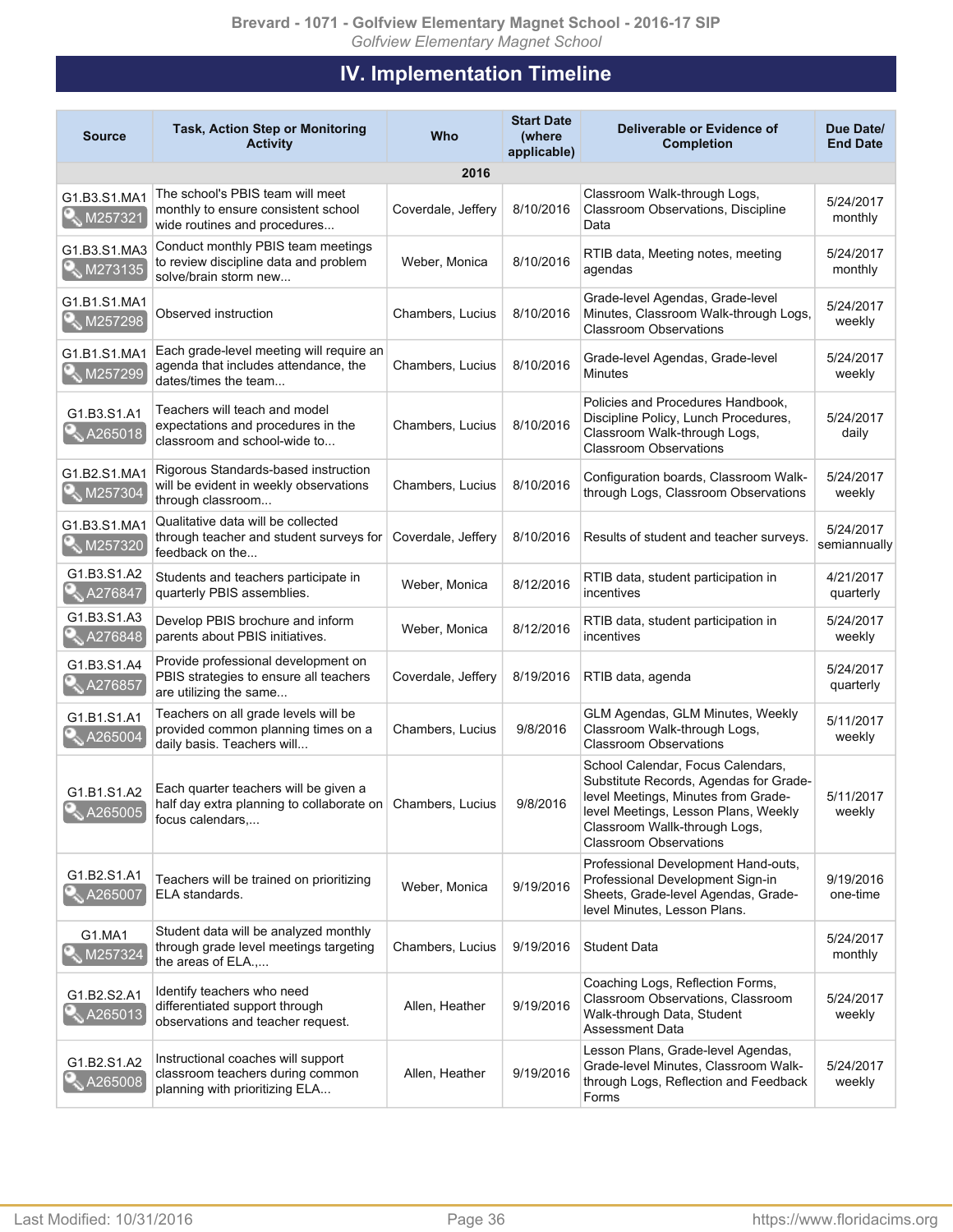## IV. Implementation Timeline

| Source | Task, Action Step or Monitoring Activity | Who | Start Date (where applicable) | Deliverable or Evidence of Completion | Due Date/ End Date |
|---|---|---|---|---|---|
| | | | 2016 | | |
| G1.B3.S1.MA1 M257321 | The school's PBIS team will meet monthly to ensure consistent school wide routines and procedures... | Coverdale, Jeffery | 8/10/2016 | Classroom Walk-through Logs, Classroom Observations, Discipline Data | 5/24/2017 monthly |
| G1.B3.S1.MA3 M273135 | Conduct monthly PBIS team meetings to review discipline data and problem solve/brain storm new... | Weber, Monica | 8/10/2016 | RTIB data, Meeting notes, meeting agendas | 5/24/2017 monthly |
| G1.B1.S1.MA1 M257298 | Observed instruction | Chambers, Lucius | 8/10/2016 | Grade-level Agendas, Grade-level Minutes, Classroom Walk-through Logs, Classroom Observations | 5/24/2017 weekly |
| G1.B1.S1.MA1 M257299 | Each grade-level meeting will require an agenda that includes attendance, the dates/times the team... | Chambers, Lucius | 8/10/2016 | Grade-level Agendas, Grade-level Minutes | 5/24/2017 weekly |
| G1.B3.S1.A1 A265018 | Teachers will teach and model expectations and procedures in the classroom and school-wide to... | Chambers, Lucius | 8/10/2016 | Policies and Procedures Handbook, Discipline Policy, Lunch Procedures, Classroom Walk-through Logs, Classroom Observations | 5/24/2017 daily |
| G1.B2.S1.MA1 M257304 | Rigorous Standards-based instruction will be evident in weekly observations through classroom... | Chambers, Lucius | 8/10/2016 | Configuration boards, Classroom Walk-through Logs, Classroom Observations | 5/24/2017 weekly |
| G1.B3.S1.MA1 M257320 | Qualitative data will be collected through teacher and student surveys for feedback on the... | Coverdale, Jeffery | 8/10/2016 | Results of student and teacher surveys. | 5/24/2017 semiannually |
| G1.B3.S1.A2 A276847 | Students and teachers participate in quarterly PBIS assemblies. | Weber, Monica | 8/12/2016 | RTIB data, student participation in incentives | 4/21/2017 quarterly |
| G1.B3.S1.A3 A276848 | Develop PBIS brochure and inform parents about PBIS initiatives. | Weber, Monica | 8/12/2016 | RTIB data, student participation in incentives | 5/24/2017 weekly |
| G1.B3.S1.A4 A276857 | Provide professional development on PBIS strategies to ensure all teachers are utilizing the same... | Coverdale, Jeffery | 8/19/2016 | RTIB data, agenda | 5/24/2017 quarterly |
| G1.B1.S1.A1 A265004 | Teachers on all grade levels will be provided common planning times on a daily basis. Teachers will... | Chambers, Lucius | 9/8/2016 | GLM Agendas, GLM Minutes, Weekly Classroom Walk-through Logs, Classroom Observations | 5/11/2017 weekly |
| G1.B1.S1.A2 A265005 | Each quarter teachers will be given a half day extra planning to collaborate on focus calendars,... | Chambers, Lucius | 9/8/2016 | School Calendar, Focus Calendars, Substitute Records, Agendas for Grade-level Meetings, Minutes from Grade-level Meetings, Lesson Plans, Weekly Classroom Wallk-through Logs, Classroom Observations | 5/11/2017 weekly |
| G1.B2.S1.A1 A265007 | Teachers will be trained on prioritizing ELA standards. | Weber, Monica | 9/19/2016 | Professional Development Hand-outs, Professional Development Sign-in Sheets, Grade-level Agendas, Grade-level Minutes, Lesson Plans. | 9/19/2016 one-time |
| G1.MA1 M257324 | Student data will be analyzed monthly through grade level meetings targeting the areas of ELA.,... | Chambers, Lucius | 9/19/2016 | Student Data | 5/24/2017 monthly |
| G1.B2.S2.A1 A265013 | Identify teachers who need differentiated support through observations and teacher request. | Allen, Heather | 9/19/2016 | Coaching Logs, Reflection Forms, Classroom Observations, Classroom Walk-through Data, Student Assessment Data | 5/24/2017 weekly |
| G1.B2.S1.A2 A265008 | Instructional coaches will support classroom teachers during common planning with prioritizing ELA... | Allen, Heather | 9/19/2016 | Lesson Plans, Grade-level Agendas, Grade-level Minutes, Classroom Walk-through Logs, Reflection and Feedback Forms | 5/24/2017 weekly |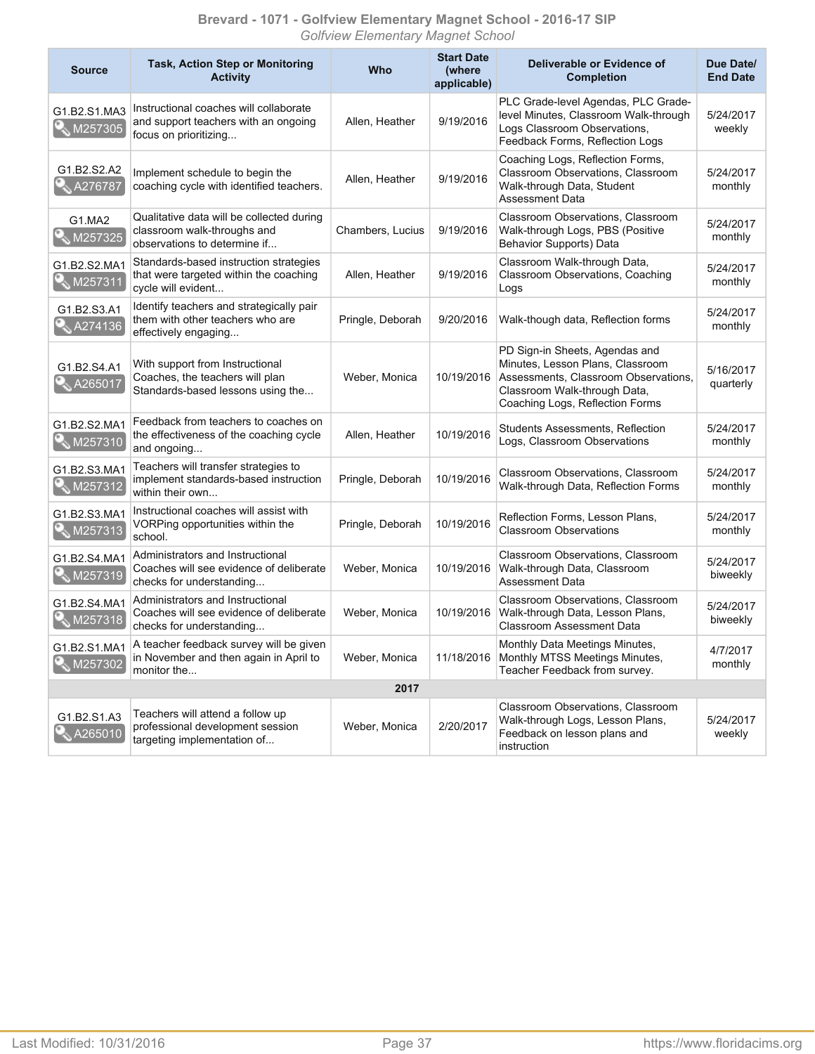| Source | Task, Action Step or Monitoring Activity | Who | Start Date (where applicable) | Deliverable or Evidence of Completion | Due Date/ End Date |
|---|---|---|---|---|---|
| G1.B2.S1.MA3 M257305 | Instructional coaches will collaborate and support teachers with an ongoing focus on prioritizing... | Allen, Heather | 9/19/2016 | PLC Grade-level Agendas, PLC Grade-level Minutes, Classroom Walk-through Logs Classroom Observations, Feedback Forms, Reflection Logs | 5/24/2017 weekly |
| G1.B2.S2.A2 A276787 | Implement schedule to begin the coaching cycle with identified teachers. | Allen, Heather | 9/19/2016 | Coaching Logs, Reflection Forms, Classroom Observations, Classroom Walk-through Data, Student Assessment Data | 5/24/2017 monthly |
| G1.MA2 M257325 | Qualitative data will be collected during classroom walk-throughs and observations to determine if... | Chambers, Lucius | 9/19/2016 | Classroom Observations, Classroom Walk-through Logs, PBS (Positive Behavior Supports) Data | 5/24/2017 monthly |
| G1.B2.S2.MA1 M257311 | Standards-based instruction strategies that were targeted within the coaching cycle will evident... | Allen, Heather | 9/19/2016 | Classroom Walk-through Data, Classroom Observations, Coaching Logs | 5/24/2017 monthly |
| G1.B2.S3.A1 A274136 | Identify teachers and strategically pair them with other teachers who are effectively engaging... | Pringle, Deborah | 9/20/2016 | Walk-though data, Reflection forms | 5/24/2017 monthly |
| G1.B2.S4.A1 A265017 | With support from Instructional Coaches, the teachers will plan Standards-based lessons using the... | Weber, Monica | 10/19/2016 | PD Sign-in Sheets, Agendas and Minutes, Lesson Plans, Classroom Assessments, Classroom Observations, Classroom Walk-through Data, Coaching Logs, Reflection Forms | 5/16/2017 quarterly |
| G1.B2.S2.MA1 M257310 | Feedback from teachers to coaches on the effectiveness of the coaching cycle and ongoing... | Allen, Heather | 10/19/2016 | Students Assessments, Reflection Logs, Classroom Observations | 5/24/2017 monthly |
| G1.B2.S3.MA1 M257312 | Teachers will transfer strategies to implement standards-based instruction within their own... | Pringle, Deborah | 10/19/2016 | Classroom Observations, Classroom Walk-through Data, Reflection Forms | 5/24/2017 monthly |
| G1.B2.S3.MA1 M257313 | Instructional coaches will assist with VORPing opportunities within the school. | Pringle, Deborah | 10/19/2016 | Reflection Forms, Lesson Plans, Classroom Observations | 5/24/2017 monthly |
| G1.B2.S4.MA1 M257319 | Administrators and Instructional Coaches will see evidence of deliberate checks for understanding... | Weber, Monica | 10/19/2016 | Classroom Observations, Classroom Walk-through Data, Classroom Assessment Data | 5/24/2017 biweekly |
| G1.B2.S4.MA1 M257318 | Administrators and Instructional Coaches will see evidence of deliberate checks for understanding... | Weber, Monica | 10/19/2016 | Classroom Observations, Classroom Walk-through Data, Lesson Plans, Classroom Assessment Data | 5/24/2017 biweekly |
| G1.B2.S1.MA1 M257302 | A teacher feedback survey will be given in November and then again in April to monitor the... | Weber, Monica | 11/18/2016 | Monthly Data Meetings Minutes, Monthly MTSS Meetings Minutes, Teacher Feedback from survey. | 4/7/2017 monthly |
| **2017** | | | | | |
| G1.B2.S1.A3 A265010 | Teachers will attend a follow up professional development session targeting implementation of... | Weber, Monica | 2/20/2017 | Classroom Observations, Classroom Walk-through Logs, Lesson Plans, Feedback on lesson plans and instruction | 5/24/2017 weekly |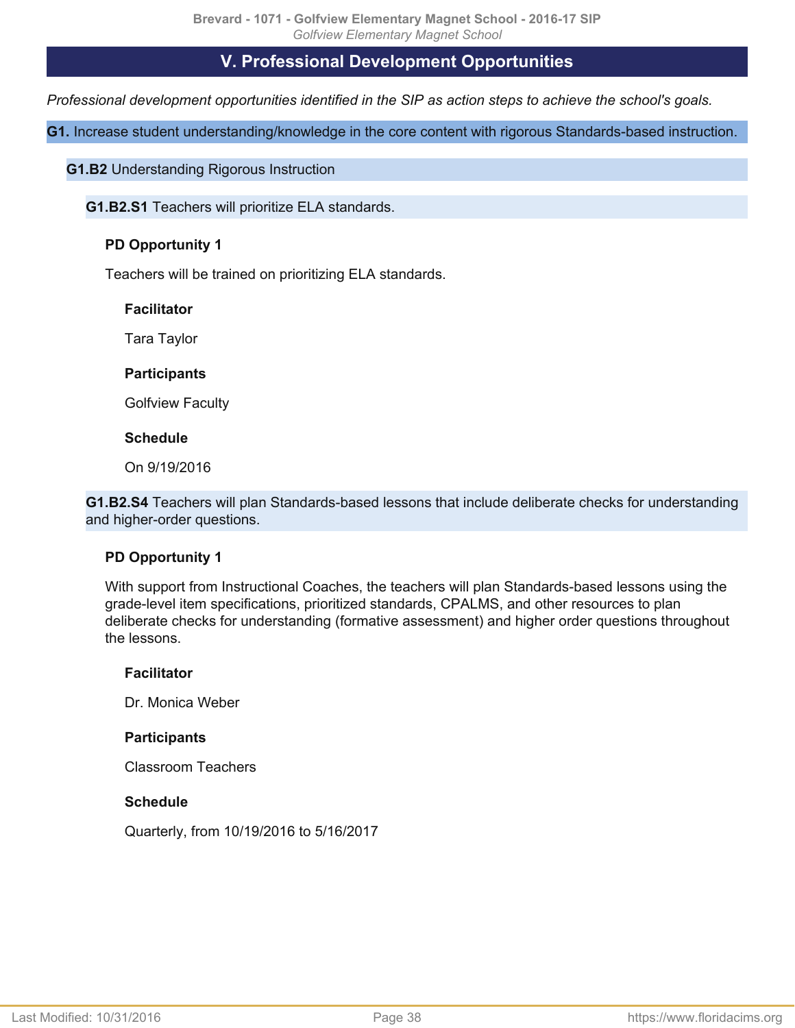## V. Professional Development Opportunities

*Professional development opportunities identified in the SIP as action steps to achieve the school's goals.*

**G1.** Increase student understanding/knowledge in the core content with rigorous Standards-based instruction.

**G1.B2** Understanding Rigorous Instruction

**G1.B2.S1** Teachers will prioritize ELA standards.

**PD Opportunity 1**

Teachers will be trained on prioritizing ELA standards.

**Facilitator**

Tara Taylor

**Participants**

Golfview Faculty

**Schedule**

On 9/19/2016

**G1.B2.S4** Teachers will plan Standards-based lessons that include deliberate checks for understanding and higher-order questions.

**PD Opportunity 1**

With support from Instructional Coaches, the teachers will plan Standards-based lessons using the grade-level item specifications, prioritized standards, CPALMS, and other resources to plan deliberate checks for understanding (formative assessment) and higher order questions throughout the lessons.

**Facilitator**

Dr. Monica Weber

**Participants**

Classroom Teachers

**Schedule**

Quarterly, from 10/19/2016 to 5/16/2017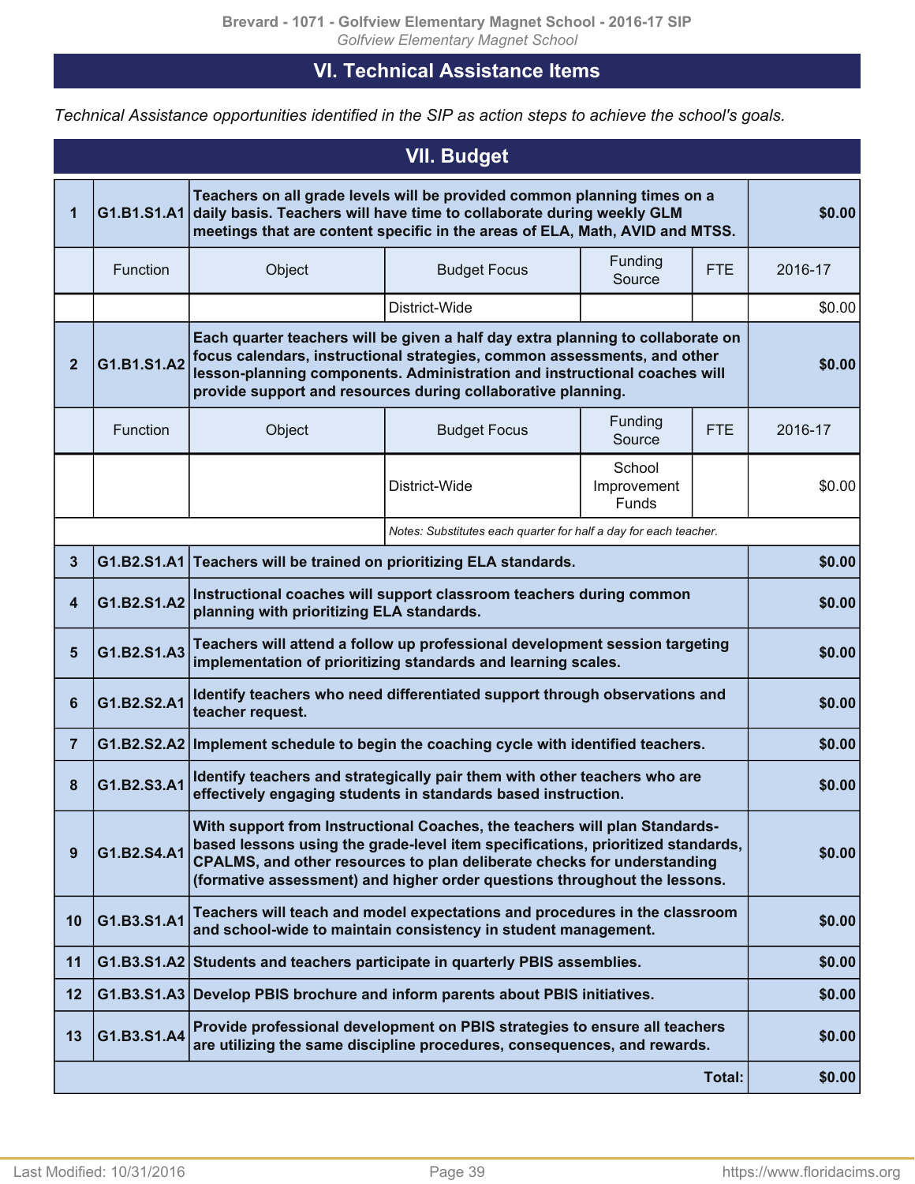## VI. Technical Assistance Items

*Technical Assistance opportunities identified in the SIP as action steps to achieve the school's goals.*

## VII. Budget

| | | | | | | |
|---|---|---|---|---|---|---|
| **1** | **G1.B1.S1.A1** | **Teachers on all grade levels will be provided common planning times on a daily basis. Teachers will have time to collaborate during weekly GLM meetings that are content specific in the areas of ELA, Math, AVID and MTSS.** | | | | **$0.00** |
| | Function | Object | Budget Focus | Funding Source | FTE | 2016-17 |
| | | | District-Wide | | | $0.00 |
| **2** | **G1.B1.S1.A2** | **Each quarter teachers will be given a half day extra planning to collaborate on focus calendars, instructional strategies, common assessments, and other lesson-planning components. Administration and instructional coaches will provide support and resources during collaborative planning.** | | | | **$0.00** |
| | Function | Object | Budget Focus | Funding Source | FTE | 2016-17 |
| | | | District-Wide | School Improvement Funds | | $0.00 |
| | | | *Notes: Substitutes each quarter for half a day for each teacher.* | | | |
| **3** | **G1.B2.S1.A1** | **Teachers will be trained on prioritizing ELA standards.** | | | | **$0.00** |
| **4** | **G1.B2.S1.A2** | **Instructional coaches will support classroom teachers during common planning with prioritizing ELA standards.** | | | | **$0.00** |
| **5** | **G1.B2.S1.A3** | **Teachers will attend a follow up professional development session targeting implementation of prioritizing standards and learning scales.** | | | | **$0.00** |
| **6** | **G1.B2.S2.A1** | **Identify teachers who need differentiated support through observations and teacher request.** | | | | **$0.00** |
| **7** | **G1.B2.S2.A2** | **Implement schedule to begin the coaching cycle with identified teachers.** | | | | **$0.00** |
| **8** | **G1.B2.S3.A1** | **Identify teachers and strategically pair them with other teachers who are effectively engaging students in standards based instruction.** | | | | **$0.00** |
| **9** | **G1.B2.S4.A1** | **With support from Instructional Coaches, the teachers will plan Standards-based lessons using the grade-level item specifications, prioritized standards, CPALMS, and other resources to plan deliberate checks for understanding (formative assessment) and higher order questions throughout the lessons.** | | | | **$0.00** |
| **10** | **G1.B3.S1.A1** | **Teachers will teach and model expectations and procedures in the classroom and school-wide to maintain consistency in student management.** | | | | **$0.00** |
| **11** | **G1.B3.S1.A2** | **Students and teachers participate in quarterly PBIS assemblies.** | | | | **$0.00** |
| **12** | **G1.B3.S1.A3** | **Develop PBIS brochure and inform parents about PBIS initiatives.** | | | | **$0.00** |
| **13** | **G1.B3.S1.A4** | **Provide professional development on PBIS strategies to ensure all teachers are utilizing the same discipline procedures, consequences, and rewards.** | | | | **$0.00** |
| | | | | | **Total:** | **$0.00** |